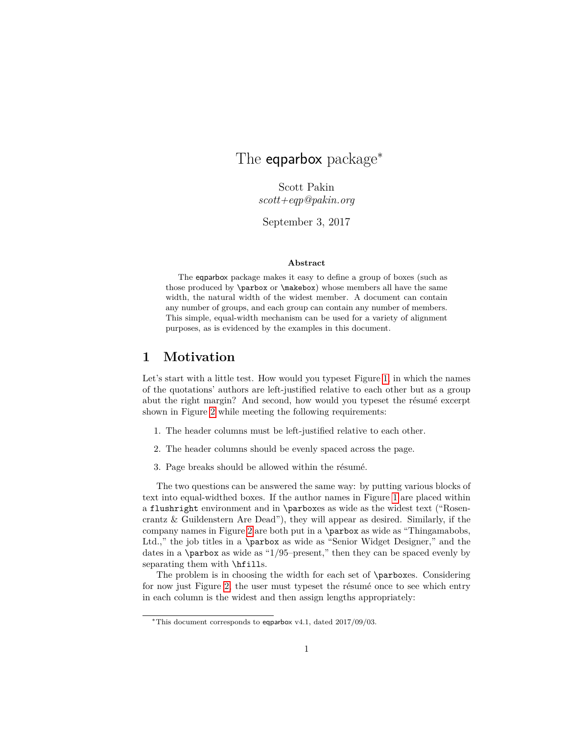# The eqparbox package*

Scott Pakin
*scott+eqp@pakin.org*

September 3, 2017

**Abstract**

The eqparbox package makes it easy to define a group of boxes (such as those produced by `\parbox` or `\makebox`) whose members all have the same width, the natural width of the widest member. A document can contain any number of groups, and each group can contain any number of members. This simple, equal-width mechanism can be used for a variety of alignment purposes, as is evidenced by the examples in this document.

## 1 Motivation

Let's start with a little test. How would you typeset Figure 1, in which the names of the quotations' authors are left-justified relative to each other but as a group abut the right margin? And second, how would you typeset the résumé excerpt shown in Figure 2 while meeting the following requirements:

1. The header columns must be left-justified relative to each other.
2. The header columns should be evenly spaced across the page.
3. Page breaks should be allowed within the résumé.

The two questions can be answered the same way: by putting various blocks of text into equal-widthed boxes. If the author names in Figure 1 are placed within a `flushright` environment and in `\parbox`es as wide as the widest text ("Rosencrantz & Guildenstern Are Dead"), they will appear as desired. Similarly, if the company names in Figure 2 are both put in a `\parbox` as wide as "Thingamabobs, Ltd.," the job titles in a `\parbox` as wide as "Senior Widget Designer," and the dates in a `\parbox` as wide as "1/95–present," then they can be spaced evenly by separating them with `\hfill`s.

The problem is in choosing the width for each set of `\parbox`es. Considering for now just Figure 2, the user must typeset the résumé once to see which entry in each column is the widest and then assign lengths appropriately:

*This document corresponds to eqparbox v4.1, dated 2017/09/03.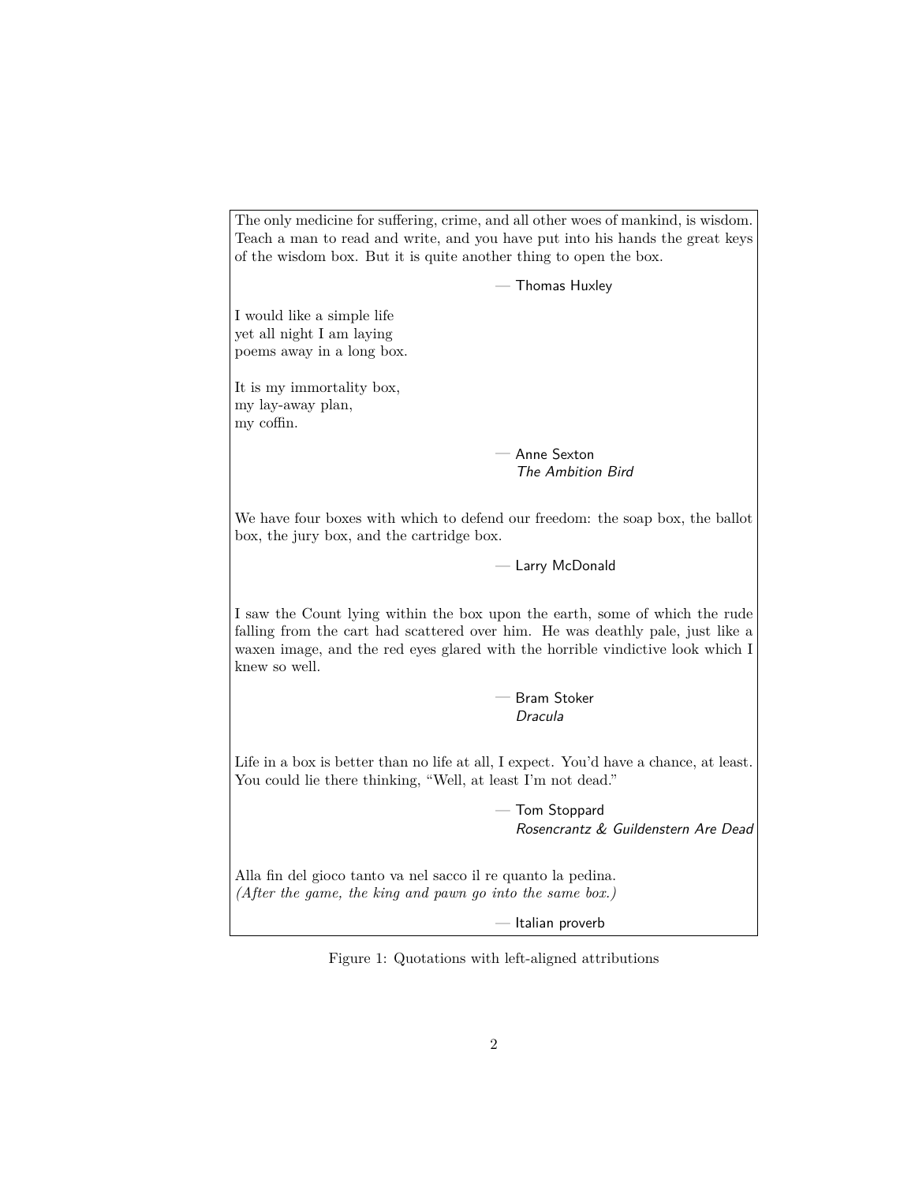The only medicine for suffering, crime, and all other woes of mankind, is wisdom. Teach a man to read and write, and you have put into his hands the great keys of the wisdom box. But it is quite another thing to open the box.

— Thomas Huxley

I would like a simple life  
yet all night I am laying  
poems away in a long box.

It is my immortality box,  
my lay-away plan,  
my coffin.

— Anne Sexton  
*The Ambition Bird*

We have four boxes with which to defend our freedom: the soap box, the ballot box, the jury box, and the cartridge box.

— Larry McDonald

I saw the Count lying within the box upon the earth, some of which the rude falling from the cart had scattered over him. He was deathly pale, just like a waxen image, and the red eyes glared with the horrible vindictive look which I knew so well.

— Bram Stoker  
*Dracula*

Life in a box is better than no life at all, I expect. You'd have a chance, at least. You could lie there thinking, "Well, at least I'm not dead."

— Tom Stoppard  
*Rosencrantz & Guildenstern Are Dead*

Alla fin del gioco tanto va nel sacco il re quanto la pedina.  
*(After the game, the king and pawn go into the same box.)*

— Italian proverb

Figure 1: Quotations with left-aligned attributions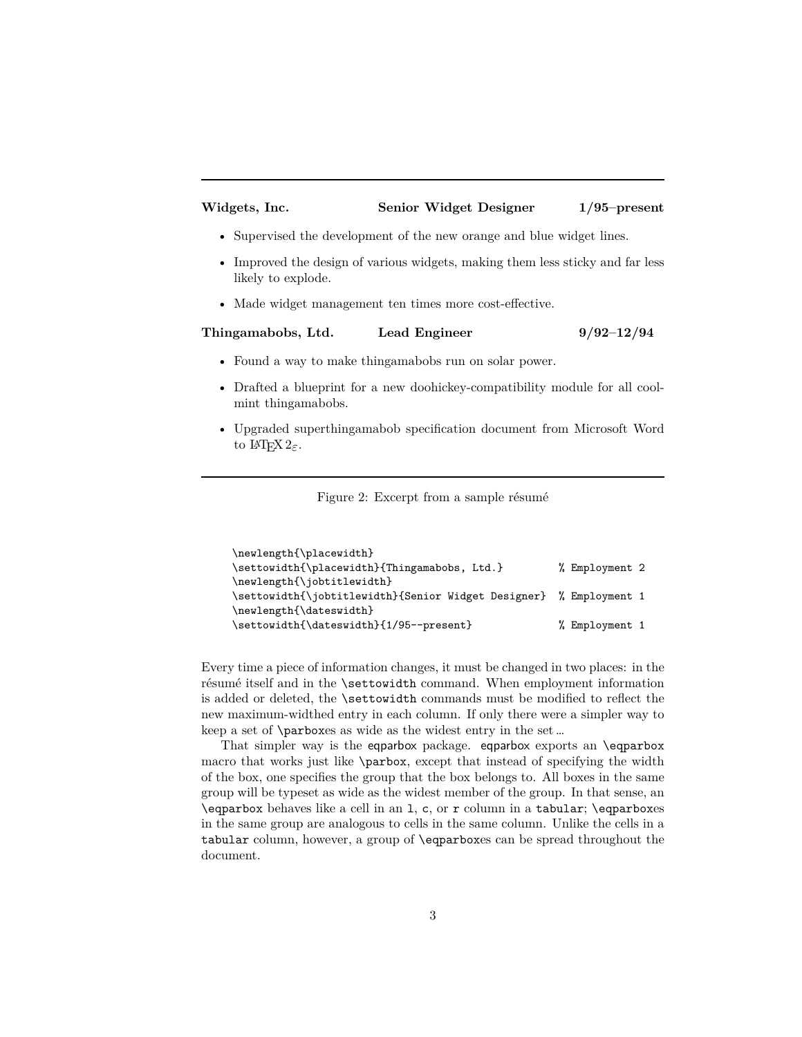---

**Widgets, Inc.** **Senior Widget Designer** **1/95–present**

- Supervised the development of the new orange and blue widget lines.
- Improved the design of various widgets, making them less sticky and far less likely to explode.
- Made widget management ten times more cost-effective.

**Thingamabobs, Ltd.** **Lead Engineer** **9/92–12/94**

- Found a way to make thingamabobs run on solar power.
- Drafted a blueprint for a new doohickey-compatibility module for all cool-mint thingamabobs.
- Upgraded superthingamabob specification document from Microsoft Word to LaTeX $2_\varepsilon$.

---

Figure 2: Excerpt from a sample résumé

```
\newlength{\placewidth}
\settowidth{\placewidth}{Thingamabobs, Ltd.}           % Employment 2
\newlength{\jobtitlewidth}
\settowidth{\jobtitlewidth}{Senior Widget Designer}  % Employment 1
\newlength{\dateswidth}
\settowidth{\dateswidth}{1/95--present}               % Employment 1
```

Every time a piece of information changes, it must be changed in two places: in the résumé itself and in the `\settowidth` command. When employment information is added or deleted, the `\settowidth` commands must be modified to reflect the new maximum-widthed entry in each column. If only there were a simpler way to keep a set of `\parbox`es as wide as the widest entry in the set …

That simpler way is the eqparbox package. eqparbox exports an `\eqparbox` macro that works just like `\parbox`, except that instead of specifying the width of the box, one specifies the group that the box belongs to. All boxes in the same group will be typeset as wide as the widest member of the group. In that sense, an `\eqparbox` behaves like a cell in an `l`, `c`, or `r` column in a `tabular`; `\eqparbox`es in the same group are analogous to cells in the same column. Unlike the cells in a `tabular` column, however, a group of `\eqparbox`es can be spread throughout the document.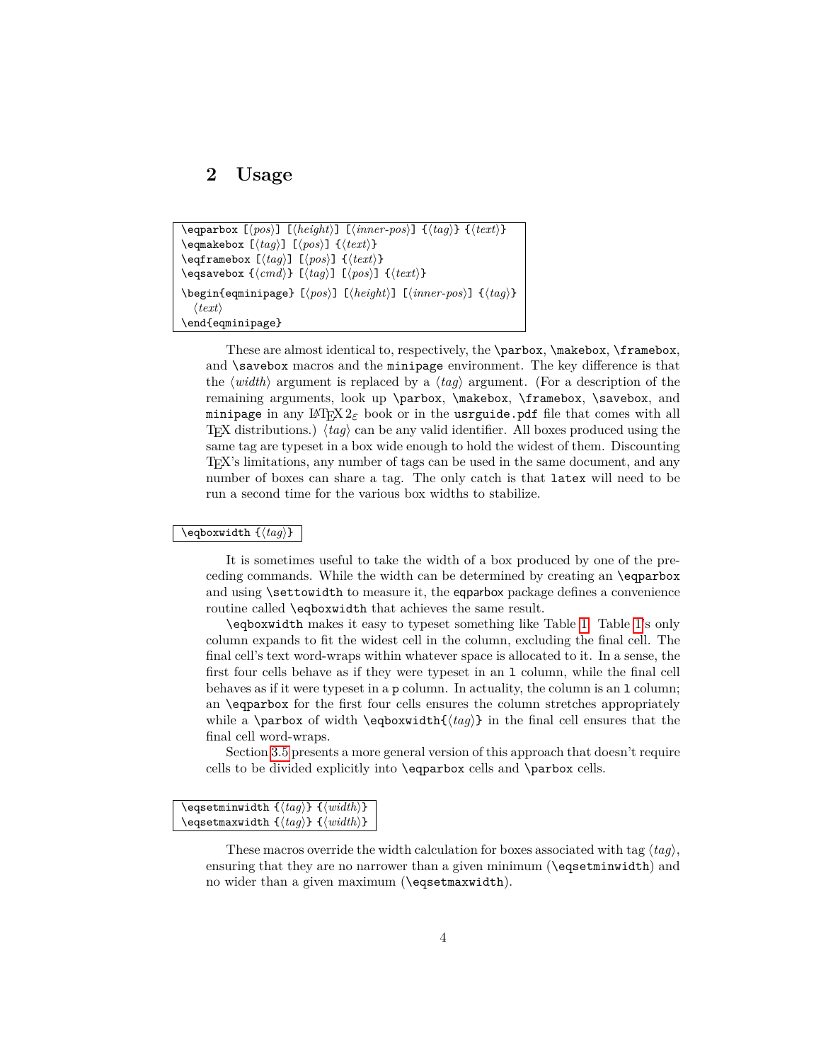## 2 Usage

```
\eqparbox [⟨pos⟩] [⟨height⟩] [⟨inner-pos⟩] {⟨tag⟩} {⟨text⟩}
\eqmakebox [⟨tag⟩] [⟨pos⟩] {⟨text⟩}
\eqframebox [⟨tag⟩] [⟨pos⟩] {⟨text⟩}
\eqsavebox {⟨cmd⟩} [⟨tag⟩] [⟨pos⟩] {⟨text⟩}
\begin{eqminipage} [⟨pos⟩] [⟨height⟩] [⟨inner-pos⟩] {⟨tag⟩}
  ⟨text⟩
\end{eqminipage}
```

These are almost identical to, respectively, the `\parbox`, `\makebox`, `\framebox`, and `\savebox` macros and the `minipage` environment. The key difference is that the ⟨*width*⟩ argument is replaced by a ⟨*tag*⟩ argument. (For a description of the remaining arguments, look up `\parbox`, `\makebox`, `\framebox`, `\savebox`, and `minipage` in any LaTeX 2ε book or in the `usrguide.pdf` file that comes with all TeX distributions.) ⟨*tag*⟩ can be any valid identifier. All boxes produced using the same tag are typeset in a box wide enough to hold the widest of them. Discounting TeX's limitations, any number of tags can be used in the same document, and any number of boxes can share a tag. The only catch is that `latex` will need to be run a second time for the various box widths to stabilize.

```
\eqboxwidth {⟨tag⟩}
```

It is sometimes useful to take the width of a box produced by one of the preceding commands. While the width can be determined by creating an `\eqparbox` and using `\settowidth` to measure it, the `eqparbox` package defines a convenience routine called `\eqboxwidth` that achieves the same result.

`\eqboxwidth` makes it easy to typeset something like Table 1. Table 1's only column expands to fit the widest cell in the column, excluding the final cell. The final cell's text word-wraps within whatever space is allocated to it. In a sense, the first four cells behave as if they were typeset in an `l` column, while the final cell behaves as if it were typeset in a `p` column. In actuality, the column is an `l` column; an `\eqparbox` for the first four cells ensures the column stretches appropriately while a `\parbox` of width `\eqboxwidth{⟨tag⟩}` in the final cell ensures that the final cell word-wraps.

Section 3.5 presents a more general version of this approach that doesn't require cells to be divided explicitly into `\eqparbox` cells and `\parbox` cells.

```
\eqsetminwidth {⟨tag⟩} {⟨width⟩}
\eqsetmaxwidth {⟨tag⟩} {⟨width⟩}
```

These macros override the width calculation for boxes associated with tag ⟨*tag*⟩, ensuring that they are no narrower than a given minimum (`\eqsetminwidth`) and no wider than a given maximum (`\eqsetmaxwidth`).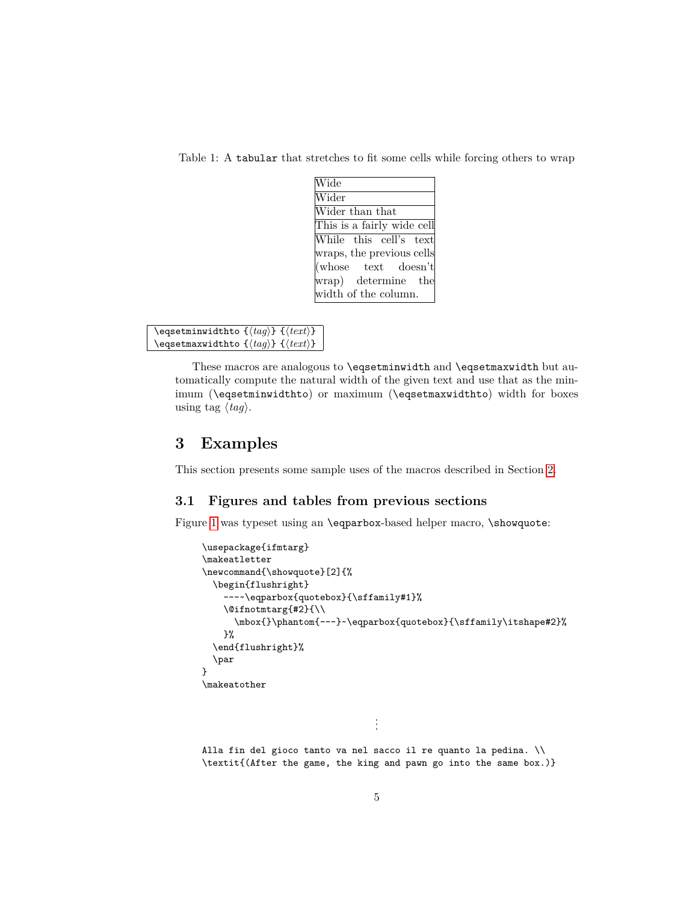Table 1: A `tabular` that stretches to fit some cells while forcing others to wrap

| Wide |
|---|
| Wider |
| Wider than that |
| This is a fairly wide cell |
| While this cell's text wraps, the previous cells (whose text doesn't wrap) determine the width of the column. |

```
\eqsetminwidthto {⟨tag⟩} {⟨text⟩}
\eqsetmaxwidthto {⟨tag⟩} {⟨text⟩}
```

These macros are analogous to `\eqsetminwidth` and `\eqsetmaxwidth` but automatically compute the natural width of the given text and use that as the minimum (`\eqsetminwidthto`) or maximum (`\eqsetmaxwidthto`) width for boxes using tag ⟨*tag*⟩.

# 3 Examples

This section presents some sample uses of the macros described in Section 2.

## 3.1 Figures and tables from previous sections

Figure 1 was typeset using an `\eqparbox`-based helper macro, `\showquote`:

```
\usepackage{ifmtarg}
\makeatletter
\newcommand{\showquote}[2]{%
  \begin{flushright}
    ---~\eqparbox{quotebox}{\sffamily#1}%
    \@ifnotmtarg{#2}{\\
      \mbox{}\phantom{---}~\eqparbox{quotebox}{\sffamily\itshape#2}%
    }%
  \end{flushright}%
  \par
}
\makeatother
```

⋮

```
Alla fin del gioco tanto va nel sacco il re quanto la pedina. \\
\textit{(After the game, the king and pawn go into the same box.)}
```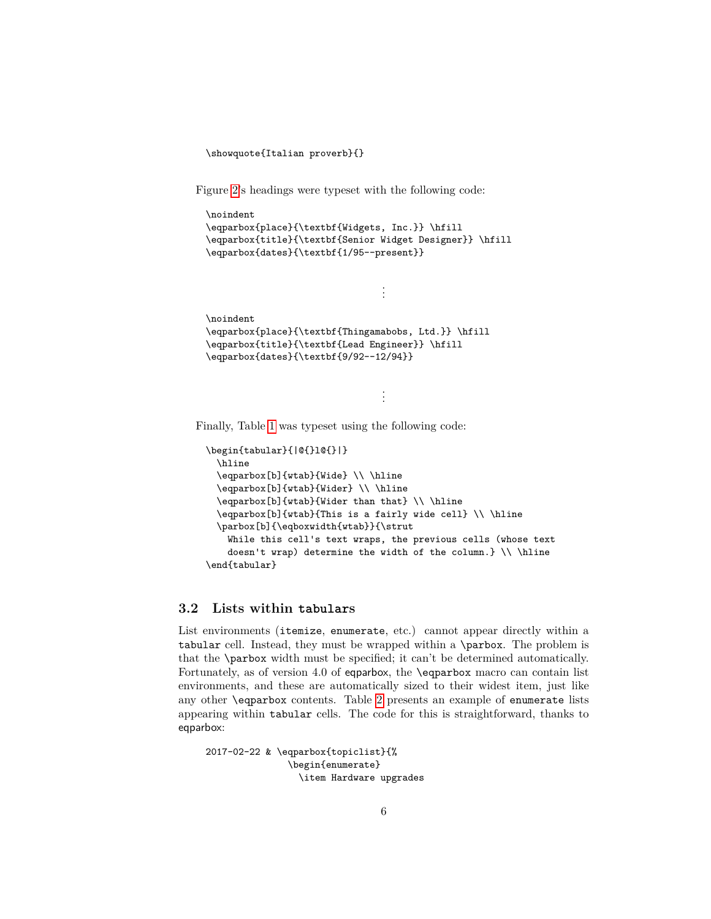```
\showquote{Italian proverb}{}
```

Figure 2's headings were typeset with the following code:

```
\noindent
\eqparbox{place}{\textbf{Widgets, Inc.}} \hfill
\eqparbox{title}{\textbf{Senior Widget Designer}} \hfill
\eqparbox{dates}{\textbf{1/95--present}}
```

⋮

```
\noindent
\eqparbox{place}{\textbf{Thingamabobs, Ltd.}} \hfill
\eqparbox{title}{\textbf{Lead Engineer}} \hfill
\eqparbox{dates}{\textbf{9/92--12/94}}
```

⋮

Finally, Table 1 was typeset using the following code:

```
\begin{tabular}{|@{}l@{}|}
  \hline
  \eqparbox[b]{wtab}{Wide} \\ \hline
  \eqparbox[b]{wtab}{Wider} \\ \hline
  \eqparbox[b]{wtab}{Wider than that} \\ \hline
  \eqparbox[b]{wtab}{This is a fairly wide cell} \\ \hline
  \parbox[b]{\eqboxwidth{wtab}}{\strut
    While this cell's text wraps, the previous cells (whose text
    doesn't wrap) determine the width of the column.} \\ \hline
\end{tabular}
```

### 3.2 Lists within tabulars

List environments (itemize, enumerate, etc.) cannot appear directly within a tabular cell. Instead, they must be wrapped within a \parbox. The problem is that the \parbox width must be specified; it can't be determined automatically. Fortunately, as of version 4.0 of eqparbox, the \eqparbox macro can contain list environments, and these are automatically sized to their widest item, just like any other \eqparbox contents. Table 2 presents an example of enumerate lists appearing within tabular cells. The code for this is straightforward, thanks to eqparbox:

```
2017-02-22 & \eqparbox{topiclist}{%
               \begin{enumerate}
                 \item Hardware upgrades
```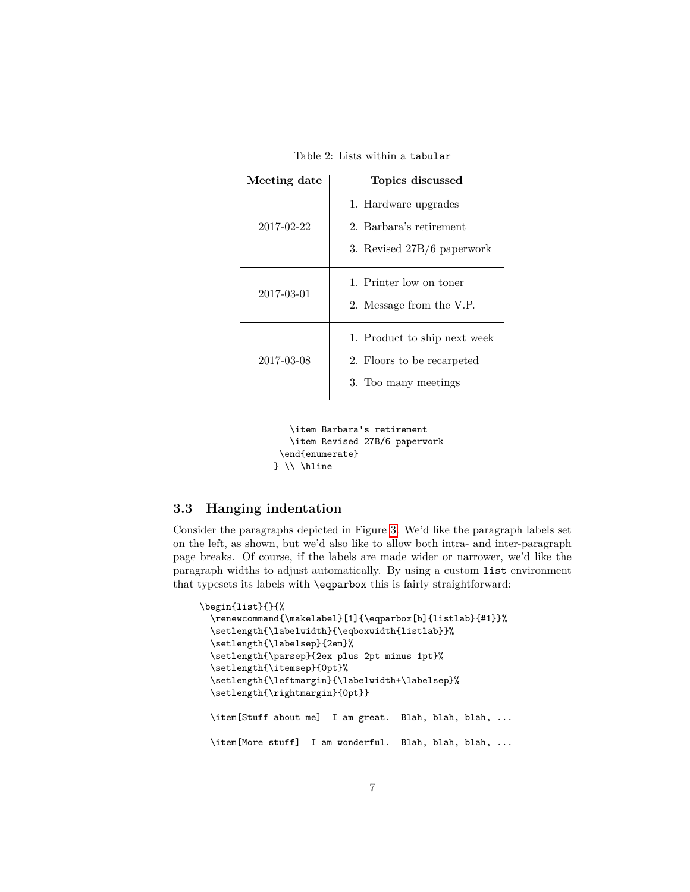Table 2: Lists within a `tabular`

| **Meeting date** | **Topics discussed** |
|---|---|
| 2017-02-22 | 1. Hardware upgrades<br>2. Barbara's retirement<br>3. Revised 27B/6 paperwork |
| 2017-03-01 | 1. Printer low on toner<br>2. Message from the V.P. |
| 2017-03-08 | 1. Product to ship next week<br>2. Floors to be recarpeted<br>3. Too many meetings |

```
    \item Barbara's retirement
    \item Revised 27B/6 paperwork
  \end{enumerate}
} \\ \hline
```

### 3.3 Hanging indentation

Consider the paragraphs depicted in Figure 3. We'd like the paragraph labels set on the left, as shown, but we'd also like to allow both intra- and inter-paragraph page breaks. Of course, if the labels are made wider or narrower, we'd like the paragraph widths to adjust automatically. By using a custom `list` environment that typesets its labels with `\eqparbox` this is fairly straightforward:

```
\begin{list}{}{%
  \renewcommand{\makelabel}[1]{\eqparbox[b]{listlab}{#1}}%
  \setlength{\labelwidth}{\eqboxwidth{listlab}}%
  \setlength{\labelsep}{2em}%
  \setlength{\parsep}{2ex plus 2pt minus 1pt}%
  \setlength{\itemsep}{0pt}%
  \setlength{\leftmargin}{\labelwidth+\labelsep}%
  \setlength{\rightmargin}{0pt}}

  \item[Stuff about me]  I am great.  Blah, blah, blah, ...

  \item[More stuff]  I am wonderful.  Blah, blah, blah, ...
```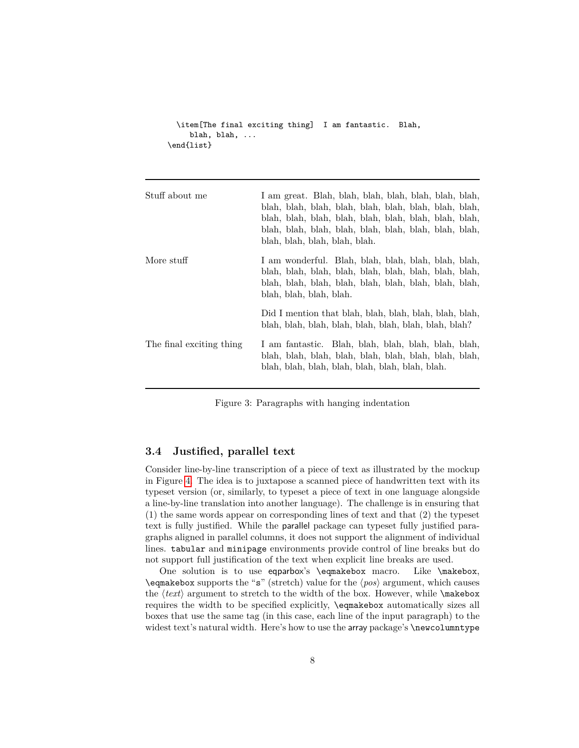```
  \item[The final exciting thing]  I am fantastic.  Blah,
     blah, blah, ...
\end{list}
```

| | |
|---|---|
| Stuff about me | I am great. Blah, blah, blah, blah, blah, blah, blah, blah, blah, blah, blah, blah, blah, blah, blah, blah, blah, blah, blah, blah, blah, blah, blah, blah, blah, blah, blah, blah, blah, blah, blah, blah, blah, blah, blah, blah, blah, blah, blah, blah, blah. |
| More stuff | I am wonderful. Blah, blah, blah, blah, blah, blah, blah, blah, blah, blah, blah, blah, blah, blah, blah, blah, blah, blah, blah, blah, blah, blah, blah, blah, blah, blah, blah, blah, blah. |
| | Did I mention that blah, blah, blah, blah, blah, blah, blah, blah, blah, blah, blah, blah, blah, blah, blah? |
| The final exciting thing | I am fantastic. Blah, blah, blah, blah, blah, blah, blah, blah, blah, blah, blah, blah, blah, blah, blah, blah, blah, blah, blah, blah, blah, blah, blah. |

Figure 3: Paragraphs with hanging indentation

### 3.4 Justified, parallel text

Consider line-by-line transcription of a piece of text as illustrated by the mockup in Figure 4. The idea is to juxtapose a scanned piece of handwritten text with its typeset version (or, similarly, to typeset a piece of text in one language alongside a line-by-line translation into another language). The challenge is in ensuring that (1) the same words appear on corresponding lines of text and that (2) the typeset text is fully justified. While the `parallel` package can typeset fully justified paragraphs aligned in parallel columns, it does not support the alignment of individual lines. `tabular` and `minipage` environments provide control of line breaks but do not support full justification of the text when explicit line breaks are used.

One solution is to use `eqparbox`'s `\eqmakebox` macro. Like `\makebox`, `\eqmakebox` supports the "`s`" (stretch) value for the ⟨*pos*⟩ argument, which causes the ⟨*text*⟩ argument to stretch to the width of the box. However, while `\makebox` requires the width to be specified explicitly, `\eqmakebox` automatically sizes all boxes that use the same tag (in this case, each line of the input paragraph) to the widest text's natural width. Here's how to use the `array` package's `\newcolumntype`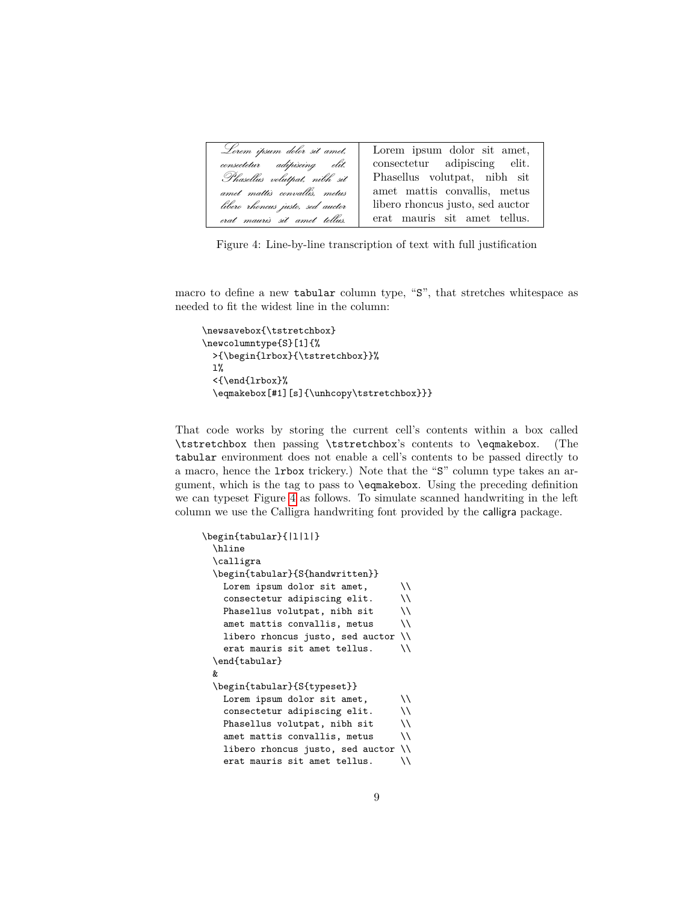| Lorem ipsum dolor sit amet, consectetur adipiscing elit. Phasellus volutpat, nibh sit amet mattis convallis, metus libero rhoncus justo, sed auctor erat mauris sit amet tellus. | Lorem ipsum dolor sit amet, consectetur adipiscing elit. Phasellus volutpat, nibh sit amet mattis convallis, metus libero rhoncus justo, sed auctor erat mauris sit amet tellus. |
|---|---|

Figure 4: Line-by-line transcription of text with full justification

macro to define a new `tabular` column type, "`S`", that stretches whitespace as needed to fit the widest line in the column:

```
\newsavebox{\tstretchbox}
\newcolumntype{S}[1]{%
  >{\begin{lrbox}{\tstretchbox}}%
  l%
  <{\end{lrbox}%
  \eqmakebox[#1][s]{\unhcopy\tstretchbox}}}
```

That code works by storing the current cell's contents within a box called `\tstretchbox` then passing `\tstretchbox`'s contents to `\eqmakebox`. (The `tabular` environment does not enable a cell's contents to be passed directly to a macro, hence the `lrbox` trickery.) Note that the "`S`" column type takes an argument, which is the tag to pass to `\eqmakebox`. Using the preceding definition we can typeset Figure 4 as follows. To simulate scanned handwriting in the left column we use the Calligra handwriting font provided by the calligra package.

```
\begin{tabular}{|l|l|}
  \hline
  \calligra
  \begin{tabular}{S{handwritten}}
    Lorem ipsum dolor sit amet,      \\
    consectetur adipiscing elit.     \\
    Phasellus volutpat, nibh sit     \\
    amet mattis convallis, metus     \\
    libero rhoncus justo, sed auctor \\
    erat mauris sit amet tellus.     \\
  \end{tabular}
  &
  \begin{tabular}{S{typeset}}
    Lorem ipsum dolor sit amet,      \\
    consectetur adipiscing elit.     \\
    Phasellus volutpat, nibh sit     \\
    amet mattis convallis, metus     \\
    libero rhoncus justo, sed auctor \\
    erat mauris sit amet tellus.     \\
```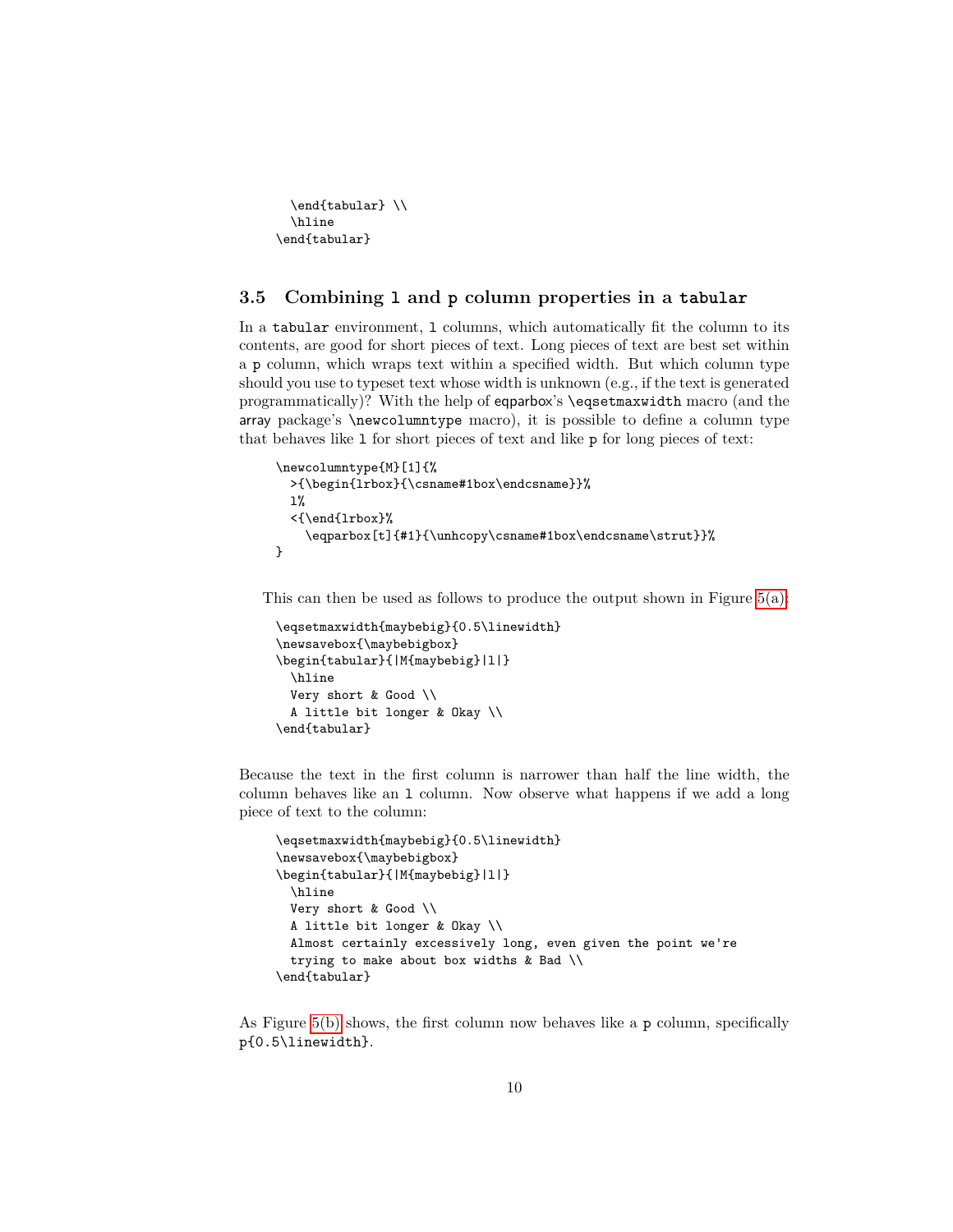```
  \end{tabular} \\
  \hline
\end{tabular}
```

### 3.5 Combining `l` and `p` column properties in a `tabular`

In a `tabular` environment, `l` columns, which automatically fit the column to its contents, are good for short pieces of text. Long pieces of text are best set within a `p` column, which wraps text within a specified width. But which column type should you use to typeset text whose width is unknown (e.g., if the text is generated programmatically)? With the help of eqparbox's `\eqsetmaxwidth` macro (and the array package's `\newcolumntype` macro), it is possible to define a column type that behaves like `l` for short pieces of text and like `p` for long pieces of text:

```
\newcolumntype{M}[1]{%
  >{\begin{lrbox}{\csname#1box\endcsname}}%
  l%
  <{\end{lrbox}%
    \eqparbox[t]{#1}{\unhcopy\csname#1box\endcsname\strut}}%
}
```

This can then be used as follows to produce the output shown in Figure 5(a):

```
\eqsetmaxwidth{maybebig}{0.5\linewidth}
\newsavebox{\maybebigbox}
\begin{tabular}{|M{maybebig}|l|}
  \hline
  Very short & Good \\
  A little bit longer & Okay \\
\end{tabular}
```

Because the text in the first column is narrower than half the line width, the column behaves like an `l` column. Now observe what happens if we add a long piece of text to the column:

```
\eqsetmaxwidth{maybebig}{0.5\linewidth}
\newsavebox{\maybebigbox}
\begin{tabular}{|M{maybebig}|l|}
  \hline
  Very short & Good \\
  A little bit longer & Okay \\
  Almost certainly excessively long, even given the point we're
  trying to make about box widths & Bad \\
\end{tabular}
```

As Figure 5(b) shows, the first column now behaves like a `p` column, specifically `p{0.5\linewidth}`.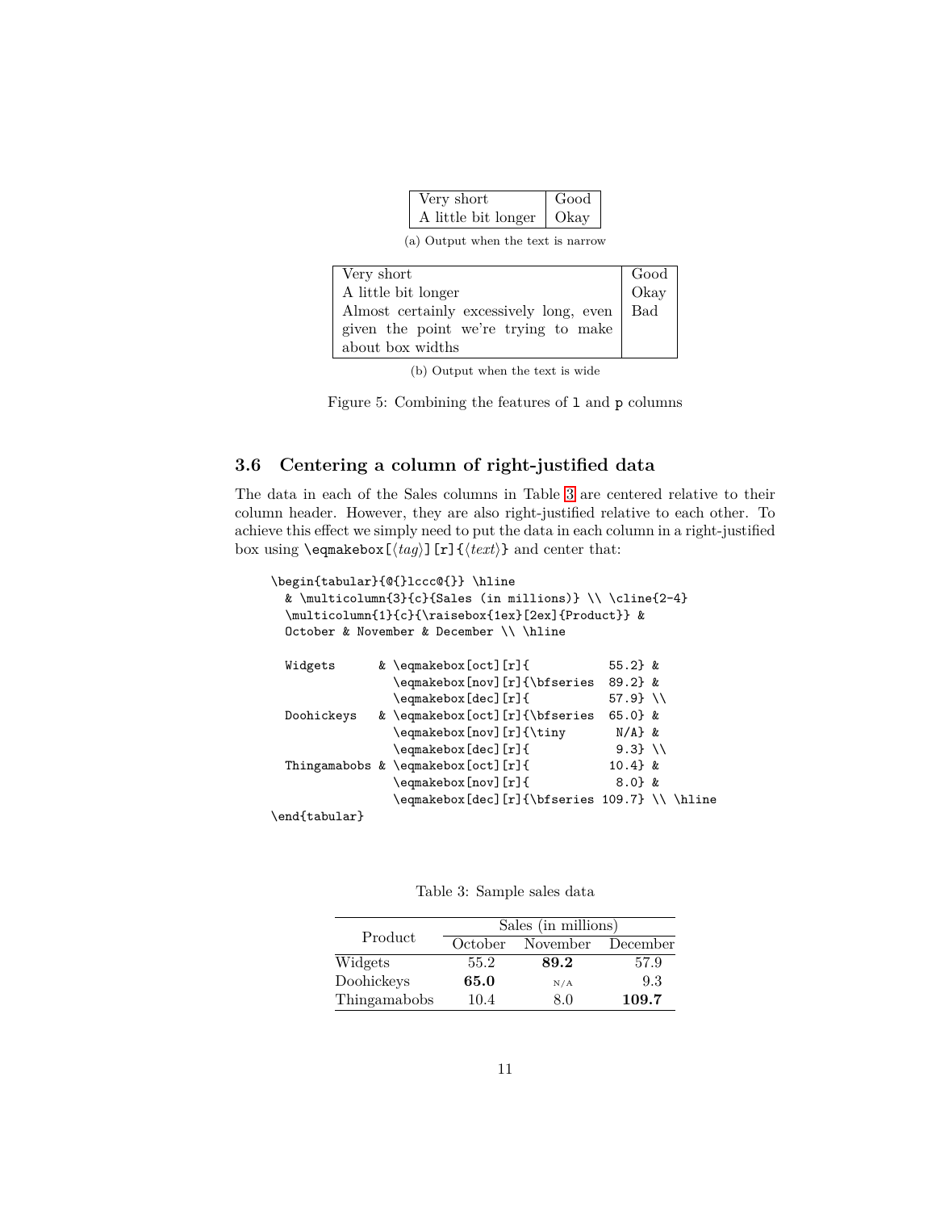| Very short | Good |
|---|---|
| A little bit longer | Okay |

(a) Output when the text is narrow

| Very short | Good |
|---|---|
| A little bit longer | Okay |
| Almost certainly excessively long, even given the point we're trying to make about box widths | Bad |

(b) Output when the text is wide

Figure 5: Combining the features of `l` and `p` columns

### 3.6 Centering a column of right-justified data

The data in each of the Sales columns in Table 3 are centered relative to their column header. However, they are also right-justified relative to each other. To achieve this effect we simply need to put the data in each column in a right-justified box using `\eqmakebox[`⟨*tag*⟩`][r]{`⟨*text*⟩`}` and center that:

```
\begin{tabular}{@{}lccc@{}} \hline
  & \multicolumn{3}{c}{Sales (in millions)} \\ \cline{2-4}
  \multicolumn{1}{c}{\raisebox{1ex}[2ex]{Product}} &
  October & November & December \\ \hline

  Widgets      & \eqmakebox[oct][r]{           55.2} &
                 \eqmakebox[nov][r]{\bfseries  89.2} &
                 \eqmakebox[dec][r]{           57.9} \\
  Doohickeys   & \eqmakebox[oct][r]{\bfseries  65.0} &
                 \eqmakebox[nov][r]{\tiny       N/A} &
                 \eqmakebox[dec][r]{            9.3} \\
  Thingamabobs & \eqmakebox[oct][r]{           10.4} &
                 \eqmakebox[nov][r]{            8.0} &
                 \eqmakebox[dec][r]{\bfseries 109.7} \\ \hline
\end{tabular}
```

Table 3: Sample sales data

| Product | Sales (in millions) | | |
|---|---|---|---|
| | October | November | December |
| Widgets | 55.2 | **89.2** | 57.9 |
| Doohickeys | **65.0** | N/A | 9.3 |
| Thingamabobs | 10.4 | 8.0 | **109.7** |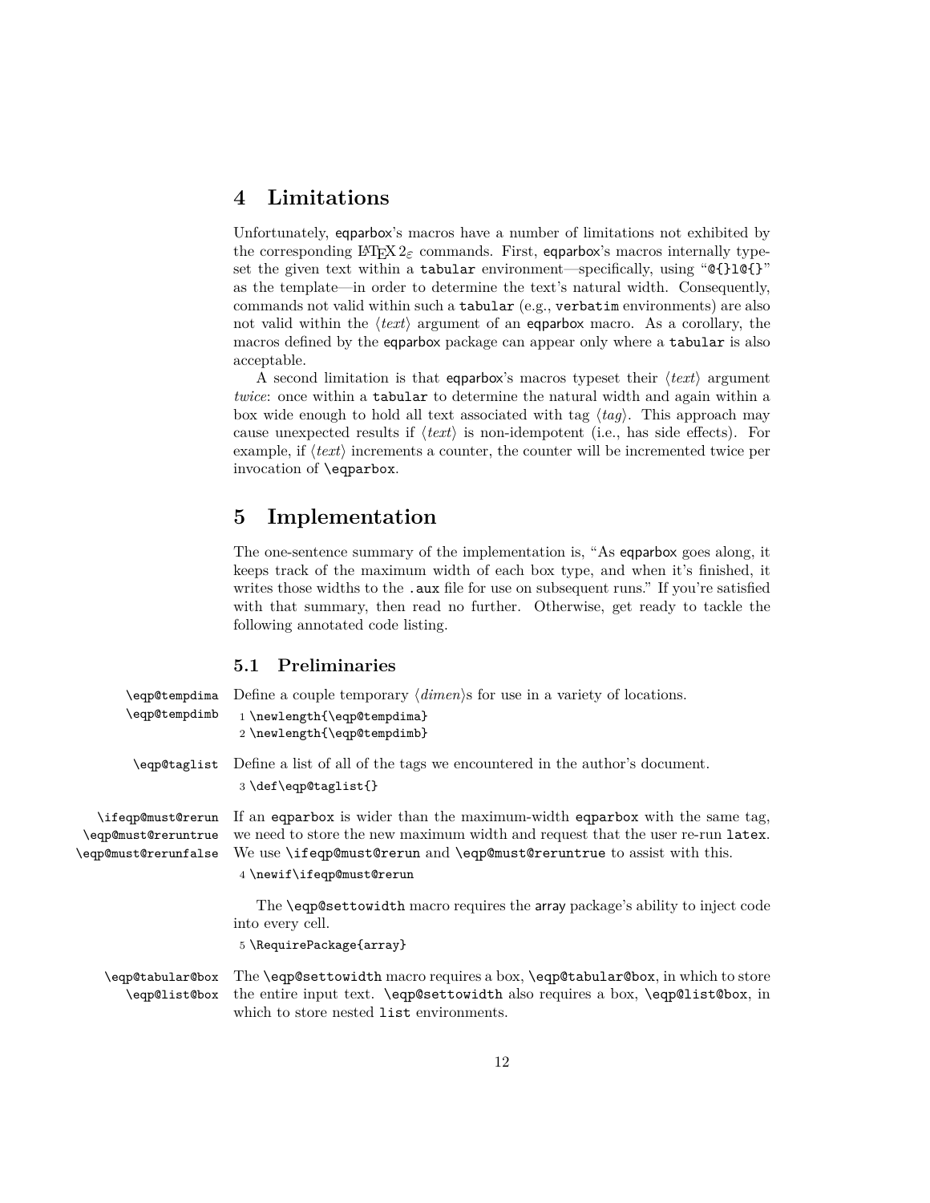## 4 Limitations

Unfortunately, eqparbox's macros have a number of limitations not exhibited by the corresponding LaTeX 2ε commands. First, eqparbox's macros internally typeset the given text within a `tabular` environment—specifically, using "`@{}l@{}`" as the template—in order to determine the text's natural width. Consequently, commands not valid within such a `tabular` (e.g., `verbatim` environments) are also not valid within the ⟨*text*⟩ argument of an eqparbox macro. As a corollary, the macros defined by the eqparbox package can appear only where a `tabular` is also acceptable.

A second limitation is that eqparbox's macros typeset their ⟨*text*⟩ argument *twice*: once within a `tabular` to determine the natural width and again within a box wide enough to hold all text associated with tag ⟨*tag*⟩. This approach may cause unexpected results if ⟨*text*⟩ is non-idempotent (i.e., has side effects). For example, if ⟨*text*⟩ increments a counter, the counter will be incremented twice per invocation of `\eqparbox`.

## 5 Implementation

The one-sentence summary of the implementation is, "As eqparbox goes along, it keeps track of the maximum width of each box type, and when it's finished, it writes those widths to the `.aux` file for use on subsequent runs." If you're satisfied with that summary, then read no further. Otherwise, get ready to tackle the following annotated code listing.

### 5.1 Preliminaries

`\eqp@tempdima` `\eqp@tempdimb` Define a couple temporary ⟨*dimen*⟩s for use in a variety of locations.

```
1 \newlength{\eqp@tempdima}
2 \newlength{\eqp@tempdimb}
```

`\eqp@taglist` Define a list of all of the tags we encountered in the author's document.

```
3 \def\eqp@taglist{}
```

`\ifeqp@must@rerun` `\eqp@must@reruntrue` `\eqp@must@rerunfalse` If an eqparbox is wider than the maximum-width `eqparbox` with the same tag, we need to store the new maximum width and request that the user re-run `latex`. We use `\ifeqp@must@rerun` and `\eqp@must@reruntrue` to assist with this.

```
4 \newif\ifeqp@must@rerun
```

The `\eqp@settowidth` macro requires the array package's ability to inject code into every cell.

```
5 \RequirePackage{array}
```

`\eqp@tabular@box` `\eqp@list@box` The `\eqp@settowidth` macro requires a box, `\eqp@tabular@box`, in which to store the entire input text. `\eqp@settowidth` also requires a box, `\eqp@list@box`, in which to store nested `list` environments.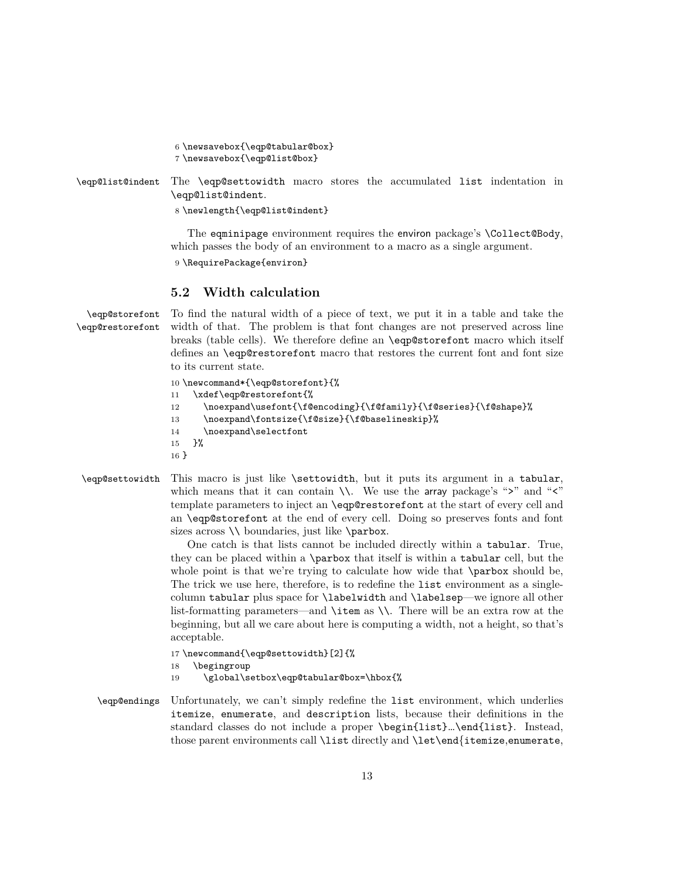```
6 \newsavebox{\eqp@tabular@box}
7 \newsavebox{\eqp@list@box}
```

\eqp@list@indent The \eqp@settowidth macro stores the accumulated list indentation in \eqp@list@indent.

```
8 \newlength{\eqp@list@indent}
```

The eqminipage environment requires the environ package's \Collect@Body, which passes the body of an environment to a macro as a single argument.

```
9 \RequirePackage{environ}
```

## 5.2 Width calculation

\eqp@storefont \eqp@restorefont To find the natural width of a piece of text, we put it in a table and take the width of that. The problem is that font changes are not preserved across line breaks (table cells). We therefore define an \eqp@storefont macro which itself defines an \eqp@restorefont macro that restores the current font and font size to its current state.

```
10 \newcommand*{\eqp@storefont}{%
11   \xdef\eqp@restorefont{%
12     \noexpand\usefont{\f@encoding}{\f@family}{\f@series}{\f@shape}%
13     \noexpand\fontsize{\f@size}{\f@baselineskip}%
14     \noexpand\selectfont
15   }%
16 }
```

\eqp@settowidth This macro is just like \settowidth, but it puts its argument in a tabular, which means that it can contain \\. We use the array package's ">" and "<" template parameters to inject an \eqp@restorefont at the start of every cell and an \eqp@storefont at the end of every cell. Doing so preserves fonts and font sizes across \\ boundaries, just like \parbox.

One catch is that lists cannot be included directly within a tabular. True, they can be placed within a \parbox that itself is within a tabular cell, but the whole point is that we're trying to calculate how wide that \parbox should be, The trick we use here, therefore, is to redefine the list environment as a single-column tabular plus space for \labelwidth and \labelsep—we ignore all other list-formatting parameters—and \item as \\. There will be an extra row at the beginning, but all we care about here is computing a width, not a height, so that's acceptable.

```
17 \newcommand{\eqp@settowidth}[2]{%
18   \begingroup
19     \global\setbox\eqp@tabular@box=\hbox{%
```

\eqp@endings Unfortunately, we can't simply redefine the list environment, which underlies itemize, enumerate, and description lists, because their definitions in the standard classes do not include a proper \begin{list}…\end{list}. Instead, those parent environments call \list directly and \let\end{itemize,enumerate,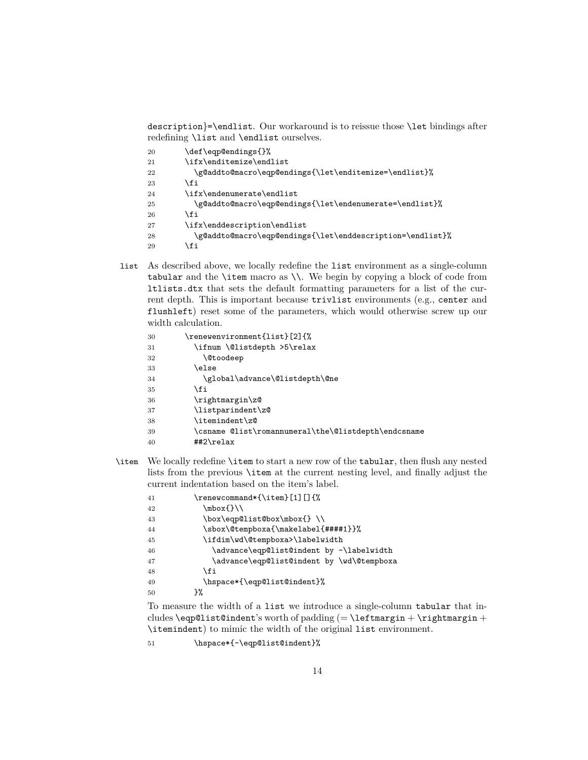description}=\endlist. Our workaround is to reissue those \let bindings after redefining \list and \endlist ourselves.

```
20      \def\eqp@endings{}%
21      \ifx\enditemize\endlist
22        \g@addto@macro\eqp@endings{\let\enditemize=\endlist}%
23      \fi
24      \ifx\endenumerate\endlist
25        \g@addto@macro\eqp@endings{\let\endenumerate=\endlist}%
26      \fi
27      \ifx\enddescription\endlist
28        \g@addto@macro\eqp@endings{\let\enddescription=\endlist}%
29      \fi
```

list As described above, we locally redefine the list environment as a single-column tabular and the \item macro as \\. We begin by copying a block of code from ltlists.dtx that sets the default formatting parameters for a list of the current depth. This is important because trivlist environments (e.g., center and flushleft) reset some of the parameters, which would otherwise screw up our width calculation.

```
30      \renewenvironment{list}[2]{%
31        \ifnum \@listdepth >5\relax
32          \@toodeep
33        \else
34          \global\advance\@listdepth\@ne
35        \fi
36        \rightmargin\z@
37        \listparindent\z@
38        \itemindent\z@
39        \csname @list\romannumeral\the\@listdepth\endcsname
40        ##2\relax
```

\item We locally redefine \item to start a new row of the tabular, then flush any nested lists from the previous \item at the current nesting level, and finally adjust the current indentation based on the item's label.

```
41        \renewcommand*{\item}[1][]{%
42          \mbox{}\\
43          \box\eqp@list@box\mbox{} \\
44          \sbox\@tempboxa{\makelabel{####1}}%
45          \ifdim\wd\@tempboxa>\labelwidth
46            \advance\eqp@list@indent by -\labelwidth
47            \advance\eqp@list@indent by \wd\@tempboxa
48          \fi
49          \hspace*{\eqp@list@indent}%
50        }%
```

To measure the width of a list we introduce a single-column tabular that includes \eqp@list@indent's worth of padding (= \leftmargin + \rightmargin + \itemindent) to mimic the width of the original list environment.

```
51        \hspace*{-\eqp@list@indent}%
```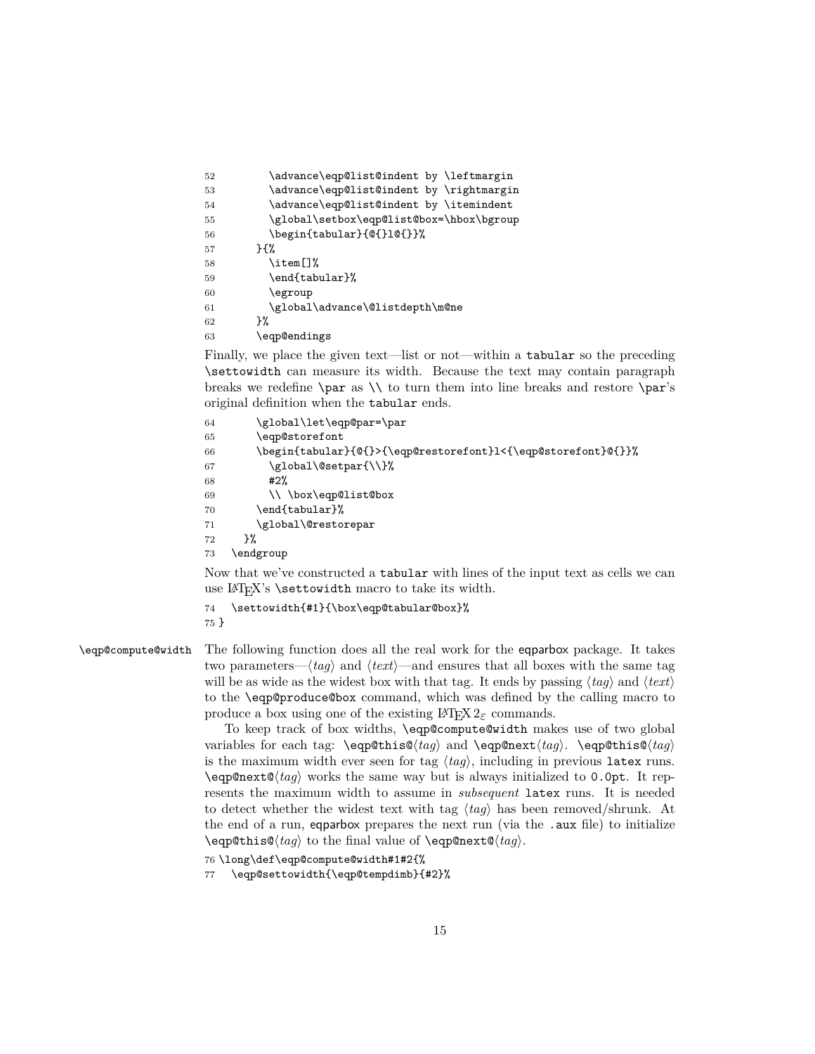```
52        \advance\eqp@list@indent by \leftmargin
53        \advance\eqp@list@indent by \rightmargin
54        \advance\eqp@list@indent by \itemindent
55        \global\setbox\eqp@list@box=\hbox\bgroup
56        \begin{tabular}{@{}l@{}}%
57      }{%
58        \item[]%
59        \end{tabular}%
60        \egroup
61        \global\advance\@listdepth\m@ne
62      }%
63      \eqp@endings
```

Finally, we place the given text—list or not—within a `tabular` so the preceding `\settowidth` can measure its width. Because the text may contain paragraph breaks we redefine `\par` as `\\` to turn them into line breaks and restore `\par`'s original definition when the `tabular` ends.

```
64      \global\let\eqp@par=\par
65      \eqp@storefont
66      \begin{tabular}{@{}>{\eqp@restorefont}l<{\eqp@storefont}@{}}%
67        \global\@setpar{\\}%
68        #2%
69        \\ \box\eqp@list@box
70      \end{tabular}%
71      \global\@restorepar
72    }%
73  \endgroup
```

Now that we've constructed a `tabular` with lines of the input text as cells we can use LaTeX's `\settowidth` macro to take its width.

```
74  \settowidth{#1}{\box\eqp@tabular@box}%
75 }
```

**\eqp@compute@width** The following function does all the real work for the eqparbox package. It takes two parameters—⟨*tag*⟩ and ⟨*text*⟩—and ensures that all boxes with the same tag will be as wide as the widest box with that tag. It ends by passing ⟨*tag*⟩ and ⟨*text*⟩ to the `\eqp@produce@box` command, which was defined by the calling macro to produce a box using one of the existing LaTeX $2_\varepsilon$ commands.

To keep track of box widths, `\eqp@compute@width` makes use of two global variables for each tag: `\eqp@this@`⟨*tag*⟩ and `\eqp@next`⟨*tag*⟩. `\eqp@this@`⟨*tag*⟩ is the maximum width ever seen for tag ⟨*tag*⟩, including in previous `latex` runs. `\eqp@next@`⟨*tag*⟩ works the same way but is always initialized to `0.0pt`. It represents the maximum width to assume in *subsequent* `latex` runs. It is needed to detect whether the widest text with tag ⟨*tag*⟩ has been removed/shrunk. At the end of a run, eqparbox prepares the next run (via the `.aux` file) to initialize `\eqp@this@`⟨*tag*⟩ to the final value of `\eqp@next@`⟨*tag*⟩.

```
76 \long\def\eqp@compute@width#1#2{%
77   \eqp@settowidth{\eqp@tempdimb}{#2}%
```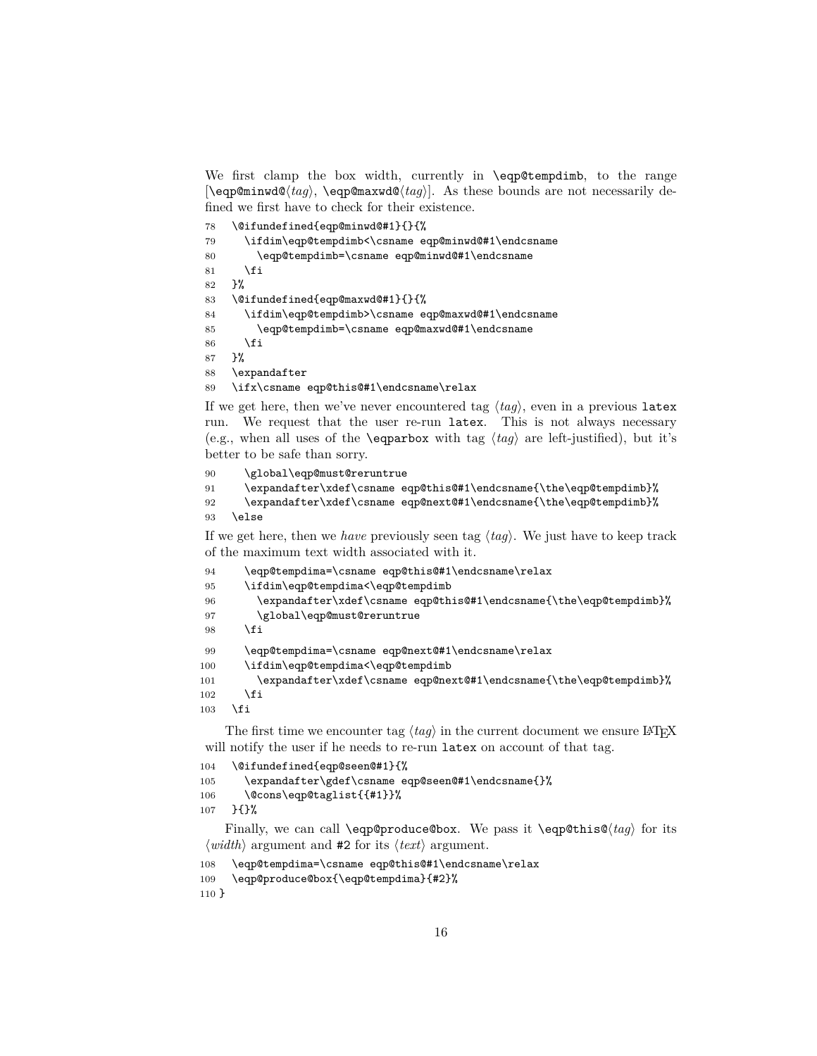We first clamp the box width, currently in `\eqp@tempdimb`, to the range [`\eqp@minwd@`⟨*tag*⟩, `\eqp@maxwd@`⟨*tag*⟩]. As these bounds are not necessarily defined we first have to check for their existence.

```
78   \@ifundefined{eqp@minwd@#1}{}{%
79     \ifdim\eqp@tempdimb<\csname eqp@minwd@#1\endcsname
80       \eqp@tempdimb=\csname eqp@minwd@#1\endcsname
81     \fi
82   }%
83   \@ifundefined{eqp@maxwd@#1}{}{%
84     \ifdim\eqp@tempdimb>\csname eqp@maxwd@#1\endcsname
85       \eqp@tempdimb=\csname eqp@maxwd@#1\endcsname
86     \fi
87   }%
88   \expandafter
89   \ifx\csname eqp@this@#1\endcsname\relax
```

If we get here, then we've never encountered tag ⟨*tag*⟩, even in a previous `latex` run. We request that the user re-run `latex`. This is not always necessary (e.g., when all uses of the `\eqparbox` with tag ⟨*tag*⟩ are left-justified), but it's better to be safe than sorry.

```
90     \global\eqp@must@reruntrue
91     \expandafter\xdef\csname eqp@this@#1\endcsname{\the\eqp@tempdimb}%
92     \expandafter\xdef\csname eqp@next@#1\endcsname{\the\eqp@tempdimb}%
93   \else
```

If we get here, then we *have* previously seen tag ⟨*tag*⟩. We just have to keep track of the maximum text width associated with it.

```
94     \eqp@tempdima=\csname eqp@this@#1\endcsname\relax
95     \ifdim\eqp@tempdima<\eqp@tempdimb
96       \expandafter\xdef\csname eqp@this@#1\endcsname{\the\eqp@tempdimb}%
97       \global\eqp@must@reruntrue
98     \fi
99     \eqp@tempdima=\csname eqp@next@#1\endcsname\relax
100    \ifdim\eqp@tempdima<\eqp@tempdimb
101      \expandafter\xdef\csname eqp@next@#1\endcsname{\the\eqp@tempdimb}%
102    \fi
103  \fi
```

The first time we encounter tag ⟨*tag*⟩ in the current document we ensure LaTeX will notify the user if he needs to re-run `latex` on account of that tag.

```
104  \@ifundefined{eqp@seen@#1}{%
105    \expandafter\gdef\csname eqp@seen@#1\endcsname{}%
106    \@cons\eqp@taglist{{#1}}%
107  }{}%
```

Finally, we can call `\eqp@produce@box`. We pass it `\eqp@this@`⟨*tag*⟩ for its ⟨*width*⟩ argument and `#2` for its ⟨*text*⟩ argument.

```
108  \eqp@tempdima=\csname eqp@this@#1\endcsname\relax
109  \eqp@produce@box{\eqp@tempdima}{#2}%
110 }
```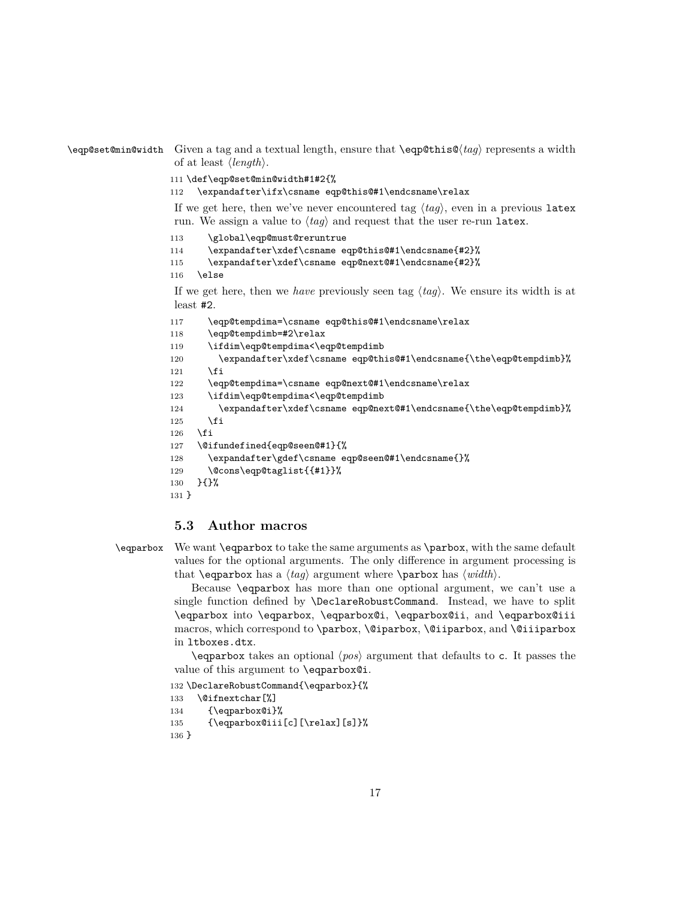`\eqp@set@min@width` Given a tag and a textual length, ensure that `\eqp@this@`⟨*tag*⟩ represents a width of at least ⟨*length*⟩.

```
111 \def\eqp@set@min@width#1#2{%
112   \expandafter\ifx\csname eqp@this@#1\endcsname\relax
```

If we get here, then we've never encountered tag ⟨*tag*⟩, even in a previous `latex` run. We assign a value to ⟨*tag*⟩ and request that the user re-run `latex`.

```
113     \global\eqp@must@reruntrue
114     \expandafter\xdef\csname eqp@this@#1\endcsname{#2}%
115     \expandafter\xdef\csname eqp@next@#1\endcsname{#2}%
116   \else
```

If we get here, then we *have* previously seen tag ⟨*tag*⟩. We ensure its width is at least `#2`.

```
117     \eqp@tempdima=\csname eqp@this@#1\endcsname\relax
118     \eqp@tempdimb=#2\relax
119     \ifdim\eqp@tempdima<\eqp@tempdimb
120       \expandafter\xdef\csname eqp@this@#1\endcsname{\the\eqp@tempdimb}%
121     \fi
122     \eqp@tempdima=\csname eqp@next@#1\endcsname\relax
123     \ifdim\eqp@tempdima<\eqp@tempdimb
124       \expandafter\xdef\csname eqp@next@#1\endcsname{\the\eqp@tempdimb}%
125     \fi
126   \fi
127   \@ifundefined{eqp@seen@#1}{%
128     \expandafter\gdef\csname eqp@seen@#1\endcsname{}%
129     \@cons\eqp@taglist{{#1}}%
130   }{}%
131 }
```

### 5.3 Author macros

`\eqparbox` We want `\eqparbox` to take the same arguments as `\parbox`, with the same default values for the optional arguments. The only difference in argument processing is that `\eqparbox` has a ⟨*tag*⟩ argument where `\parbox` has ⟨*width*⟩.

Because `\eqparbox` has more than one optional argument, we can't use a single function defined by `\DeclareRobustCommand`. Instead, we have to split `\eqparbox` into `\eqparbox`, `\eqparbox@i`, `\eqparbox@ii`, and `\eqparbox@iii` macros, which correspond to `\parbox`, `\@iparbox`, `\@iiparbox`, and `\@iiiparbox` in `ltboxes.dtx`.

`\eqparbox` takes an optional ⟨*pos*⟩ argument that defaults to `c`. It passes the value of this argument to `\eqparbox@i`.

```
132 \DeclareRobustCommand{\eqparbox}{%
133   \@ifnextchar[%]
134     {\eqparbox@i}%
135     {\eqparbox@iii[c][\relax][s]}%
136 }
```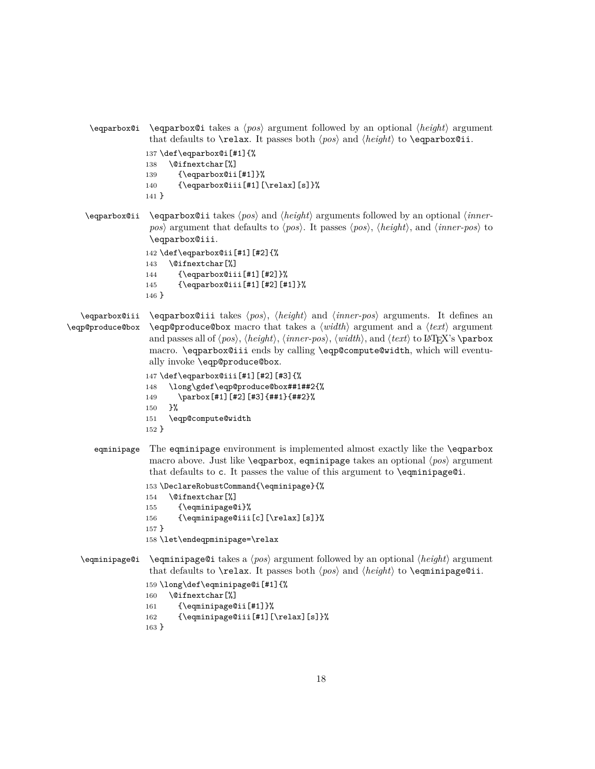`\eqparbox@i` `\eqparbox@i` takes a ⟨*pos*⟩ argument followed by an optional ⟨*height*⟩ argument that defaults to `\relax`. It passes both ⟨*pos*⟩ and ⟨*height*⟩ to `\eqparbox@ii`.

```
137 \def\eqparbox@i[#1]{%
138   \@ifnextchar[%]
139     {\eqparbox@ii[#1]}%
140     {\eqparbox@iii[#1][\relax][s]}%
141 }
```

`\eqparbox@ii` `\eqparbox@ii` takes ⟨*pos*⟩ and ⟨*height*⟩ arguments followed by an optional ⟨*inner-pos*⟩ argument that defaults to ⟨*pos*⟩. It passes ⟨*pos*⟩, ⟨*height*⟩, and ⟨*inner-pos*⟩ to `\eqparbox@iii`.

```
142 \def\eqparbox@ii[#1][#2]{%
143   \@ifnextchar[%]
144     {\eqparbox@iii[#1][#2]}%
145     {\eqparbox@iii[#1][#2][#1]}%
146 }
```

`\eqparbox@iii` `\eqp@produce@box` `\eqparbox@iii` takes ⟨*pos*⟩, ⟨*height*⟩ and ⟨*inner-pos*⟩ arguments. It defines an `\eqp@produce@box` macro that takes a ⟨*width*⟩ argument and a ⟨*text*⟩ argument and passes all of ⟨*pos*⟩, ⟨*height*⟩, ⟨*inner-pos*⟩, ⟨*width*⟩, and ⟨*text*⟩ to LaTeX's `\parbox` macro. `\eqparbox@iii` ends by calling `\eqp@compute@width`, which will eventually invoke `\eqp@produce@box`.

```
147 \def\eqparbox@iii[#1][#2][#3]{%
148   \long\gdef\eqp@produce@box##1##2{%
149     \parbox[#1][#2][#3]{##1}{##2}%
150   }%
151   \eqp@compute@width
152 }
```

`eqminipage` The `eqminipage` environment is implemented almost exactly like the `\eqparbox` macro above. Just like `\eqparbox`, `eqminipage` takes an optional ⟨*pos*⟩ argument that defaults to `c`. It passes the value of this argument to `\eqminipage@i`.

```
153 \DeclareRobustCommand{\eqminipage}{%
154   \@ifnextchar[%]
155     {\eqminipage@i}%
156     {\eqminipage@iii[c][\relax][s]}%
157 }
158 \let\endeqpminipage=\relax
```

`\eqminipage@i` `\eqminipage@i` takes a ⟨*pos*⟩ argument followed by an optional ⟨*height*⟩ argument that defaults to `\relax`. It passes both ⟨*pos*⟩ and ⟨*height*⟩ to `\eqminipage@ii`.

```
159 \long\def\eqminipage@i[#1]{%
160   \@ifnextchar[%]
161     {\eqminipage@ii[#1]}%
162     {\eqminipage@iii[#1][\relax][s]}%
163 }
```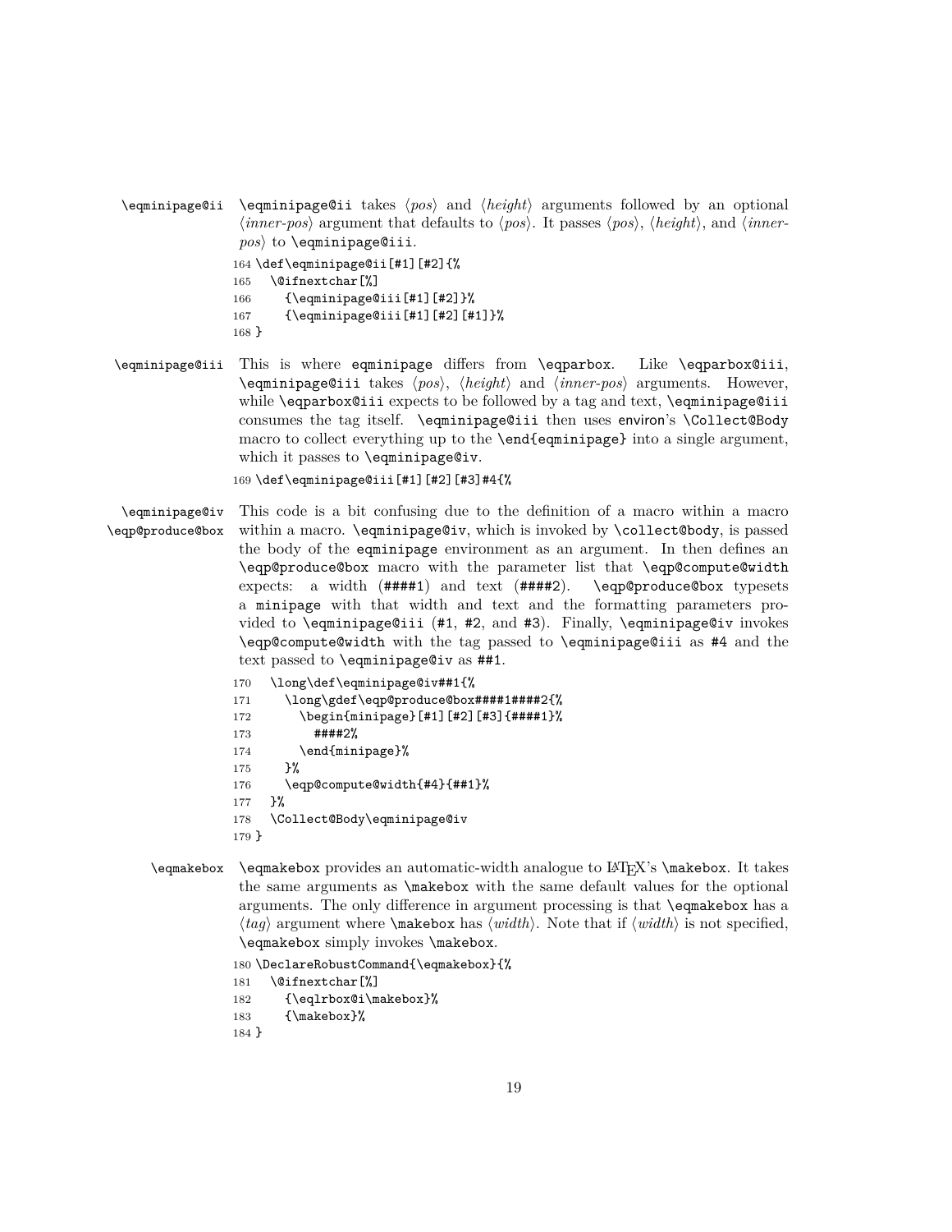**\eqminipage@ii** \eqminipage@ii takes ⟨*pos*⟩ and ⟨*height*⟩ arguments followed by an optional ⟨*inner-pos*⟩ argument that defaults to ⟨*pos*⟩. It passes ⟨*pos*⟩, ⟨*height*⟩, and ⟨*inner-pos*⟩ to \eqminipage@iii.

```
164 \def\eqminipage@ii[#1][#2]{%
165   \@ifnextchar[%]
166     {\eqminipage@iii[#1][#2]}%
167     {\eqminipage@iii[#1][#2][#1]}%
168 }
```

**\eqminipage@iii** This is where eqminipage differs from \eqparbox. Like \eqparbox@iii, \eqminipage@iii takes ⟨*pos*⟩, ⟨*height*⟩ and ⟨*inner-pos*⟩ arguments. However, while \eqparbox@iii expects to be followed by a tag and text, \eqminipage@iii consumes the tag itself. \eqminipage@iii then uses environ's \Collect@Body macro to collect everything up to the \end{eqminipage} into a single argument, which it passes to \eqminipage@iv.

```
169 \def\eqminipage@iii[#1][#2][#3]#4{%
```

**\eqminipage@iv**
**\eqp@produce@box** This code is a bit confusing due to the definition of a macro within a macro within a macro. \eqminipage@iv, which is invoked by \collect@body, is passed the body of the eqminipage environment as an argument. In then defines an \eqp@produce@box macro with the parameter list that \eqp@compute@width expects: a width (####1) and text (####2). \eqp@produce@box typesets a minipage with that width and text and the formatting parameters provided to \eqminipage@iii (#1, #2, and #3). Finally, \eqminipage@iv invokes \eqp@compute@width with the tag passed to \eqminipage@iii as #4 and the text passed to \eqminipage@iv as ##1.

```
170   \long\def\eqminipage@iv##1{%
171     \long\gdef\eqp@produce@box####1####2{%
172       \begin{minipage}[#1][#2][#3]{####1}%
173         ####2%
174       \end{minipage}%
175     }%
176     \eqp@compute@width{#4}{##1}%
177   }%
178   \Collect@Body\eqminipage@iv
179 }
```

**\eqmakebox** \eqmakebox provides an automatic-width analogue to LaTeX's \makebox. It takes the same arguments as \makebox with the same default values for the optional arguments. The only difference in argument processing is that \eqmakebox has a ⟨*tag*⟩ argument where \makebox has ⟨*width*⟩. Note that if ⟨*width*⟩ is not specified, \eqmakebox simply invokes \makebox.

```
180 \DeclareRobustCommand{\eqmakebox}{%
181   \@ifnextchar[%]
182     {\eqlrbox@i\makebox}%
183     {\makebox}%
184 }
```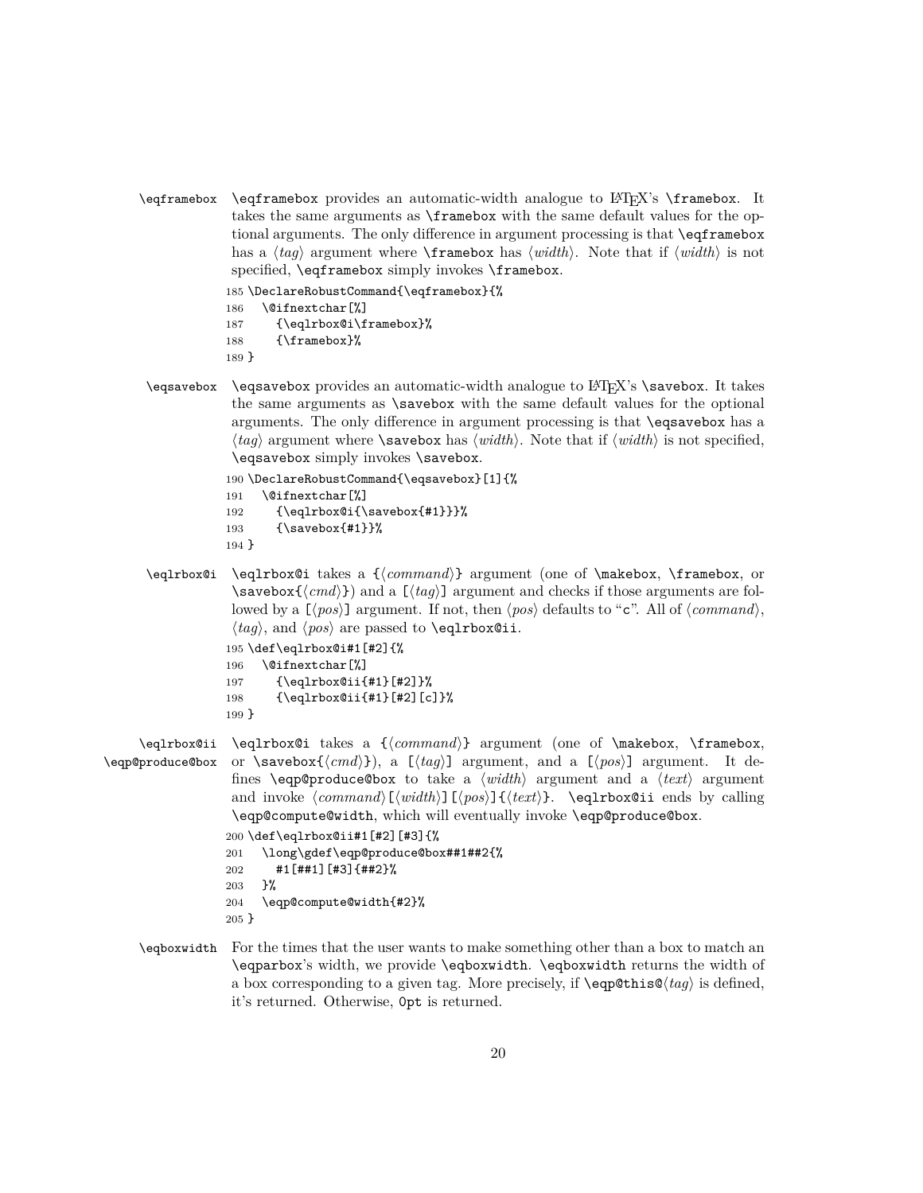**\eqframebox** \eqframebox provides an automatic-width analogue to LaTeX's \framebox. It takes the same arguments as \framebox with the same default values for the optional arguments. The only difference in argument processing is that \eqframebox has a ⟨*tag*⟩ argument where \framebox has ⟨*width*⟩. Note that if ⟨*width*⟩ is not specified, \eqframebox simply invokes \framebox.

```
185 \DeclareRobustCommand{\eqframebox}{%
186   \@ifnextchar[%]
187     {\eqlrbox@i\framebox}%
188     {\framebox}%
189 }
```

**\eqsavebox** \eqsavebox provides an automatic-width analogue to LaTeX's \savebox. It takes the same arguments as \savebox with the same default values for the optional arguments. The only difference in argument processing is that \eqsavebox has a ⟨*tag*⟩ argument where \savebox has ⟨*width*⟩. Note that if ⟨*width*⟩ is not specified, \eqsavebox simply invokes \savebox.

```
190 \DeclareRobustCommand{\eqsavebox}[1]{%
191   \@ifnextchar[%]
192     {\eqlrbox@i{\savebox{#1}}}%
193     {\savebox{#1}}%
194 }
```

**\eqlrbox@i** \eqlrbox@i takes a {⟨*command*⟩} argument (one of \makebox, \framebox, or \savebox{⟨*cmd*⟩}) and a [⟨*tag*⟩] argument and checks if those arguments are followed by a [⟨*pos*⟩] argument. If not, then ⟨*pos*⟩ defaults to "c". All of ⟨*command*⟩, ⟨*tag*⟩, and ⟨*pos*⟩ are passed to \eqlrbox@ii.

```
195 \def\eqlrbox@i#1[#2]{%
196   \@ifnextchar[%]
197     {\eqlrbox@ii{#1}[#2]}%
198     {\eqlrbox@ii{#1}[#2][c]}%
199 }
```

**\eqlrbox@ii** **\eqp@produce@box** \eqlrbox@i takes a {⟨*command*⟩} argument (one of \makebox, \framebox, or \savebox{⟨*cmd*⟩}), a [⟨*tag*⟩] argument, and a [⟨*pos*⟩] argument. It defines \eqp@produce@box to take a ⟨*width*⟩ argument and a ⟨*text*⟩ argument and invoke ⟨*command*⟩[⟨*width*⟩][⟨*pos*⟩]{⟨*text*⟩}. \eqlrbox@ii ends by calling \eqp@compute@width, which will eventually invoke \eqp@produce@box.

```
200 \def\eqlrbox@ii#1[#2][#3]{%
201   \long\gdef\eqp@produce@box##1##2{%
202     #1[##1][#3]{##2}%
203   }%
204   \eqp@compute@width{#2}%
205 }
```

**\eqboxwidth** For the times that the user wants to make something other than a box to match an \eqparbox's width, we provide \eqboxwidth. \eqboxwidth returns the width of a box corresponding to a given tag. More precisely, if \eqp@this@⟨*tag*⟩ is defined, it's returned. Otherwise, 0pt is returned.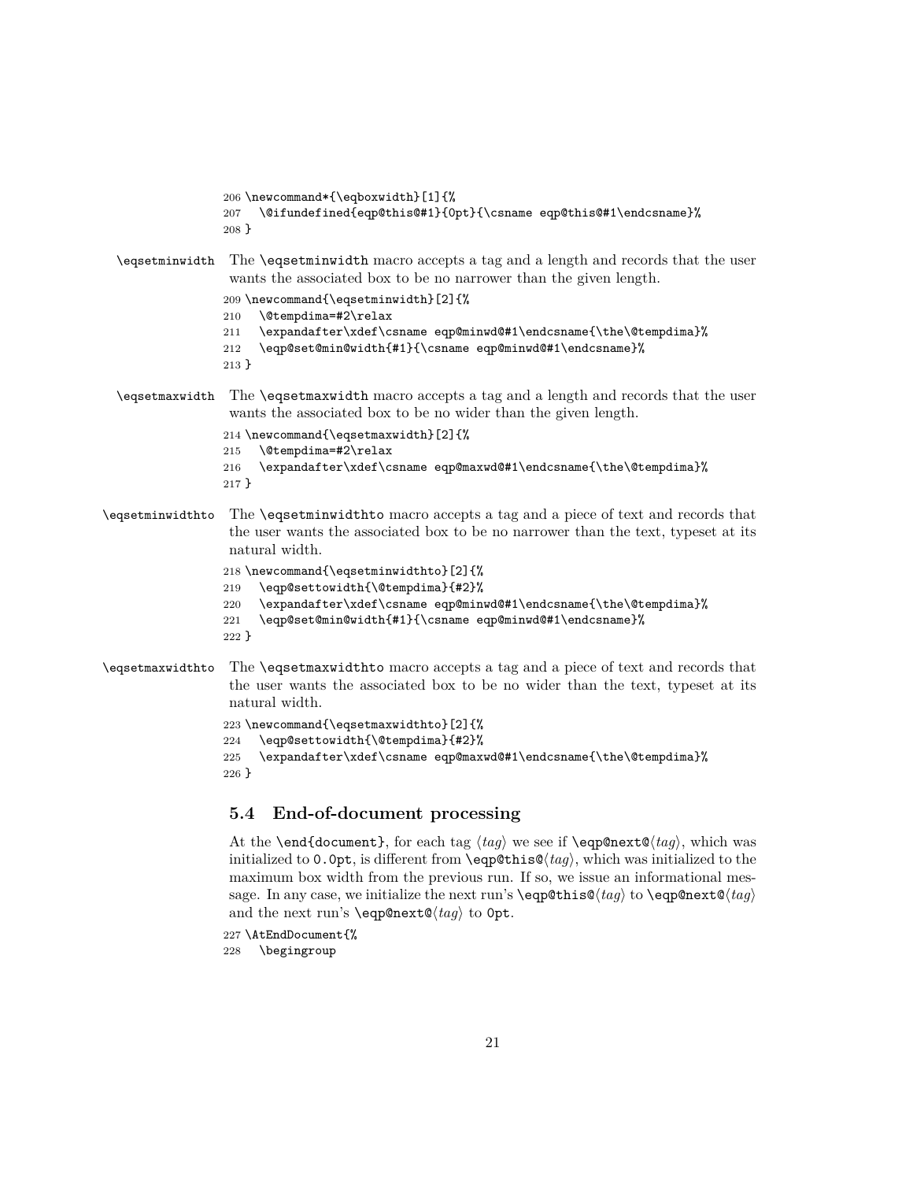```
206 \newcommand*{\eqboxwidth}[1]{%
207   \@ifundefined{eqp@this@#1}{0pt}{\csname eqp@this@#1\endcsname}%
208 }
```

`\eqsetminwidth` The `\eqsetminwidth` macro accepts a tag and a length and records that the user wants the associated box to be no narrower than the given length.

```
209 \newcommand{\eqsetminwidth}[2]{%
210   \@tempdima=#2\relax
211   \expandafter\xdef\csname eqp@minwd@#1\endcsname{\the\@tempdima}%
212   \eqp@set@min@width{#1}{\csname eqp@minwd@#1\endcsname}%
213 }
```

`\eqsetmaxwidth` The `\eqsetmaxwidth` macro accepts a tag and a length and records that the user wants the associated box to be no wider than the given length.

```
214 \newcommand{\eqsetmaxwidth}[2]{%
215   \@tempdima=#2\relax
216   \expandafter\xdef\csname eqp@maxwd@#1\endcsname{\the\@tempdima}%
217 }
```

`\eqsetminwidthto` The `\eqsetminwidthto` macro accepts a tag and a piece of text and records that the user wants the associated box to be no narrower than the text, typeset at its natural width.

```
218 \newcommand{\eqsetminwidthto}[2]{%
219   \eqp@settowidth{\@tempdima}{#2}%
220   \expandafter\xdef\csname eqp@minwd@#1\endcsname{\the\@tempdima}%
221   \eqp@set@min@width{#1}{\csname eqp@minwd@#1\endcsname}%
222 }
```

`\eqsetmaxwidthto` The `\eqsetmaxwidthto` macro accepts a tag and a piece of text and records that the user wants the associated box to be no wider than the text, typeset at its natural width.

```
223 \newcommand{\eqsetmaxwidthto}[2]{%
224   \eqp@settowidth{\@tempdima}{#2}%
225   \expandafter\xdef\csname eqp@maxwd@#1\endcsname{\the\@tempdima}%
226 }
```

### 5.4 End-of-document processing

At the `\end{document}`, for each tag ⟨*tag*⟩ we see if `\eqp@next@`⟨*tag*⟩, which was initialized to `0.0pt`, is different from `\eqp@this@`⟨*tag*⟩, which was initialized to the maximum box width from the previous run. If so, we issue an informational message. In any case, we initialize the next run's `\eqp@this@`⟨*tag*⟩ to `\eqp@next@`⟨*tag*⟩ and the next run's `\eqp@next@`⟨*tag*⟩ to `0pt`.

```
227 \AtEndDocument{%
228   \begingroup
```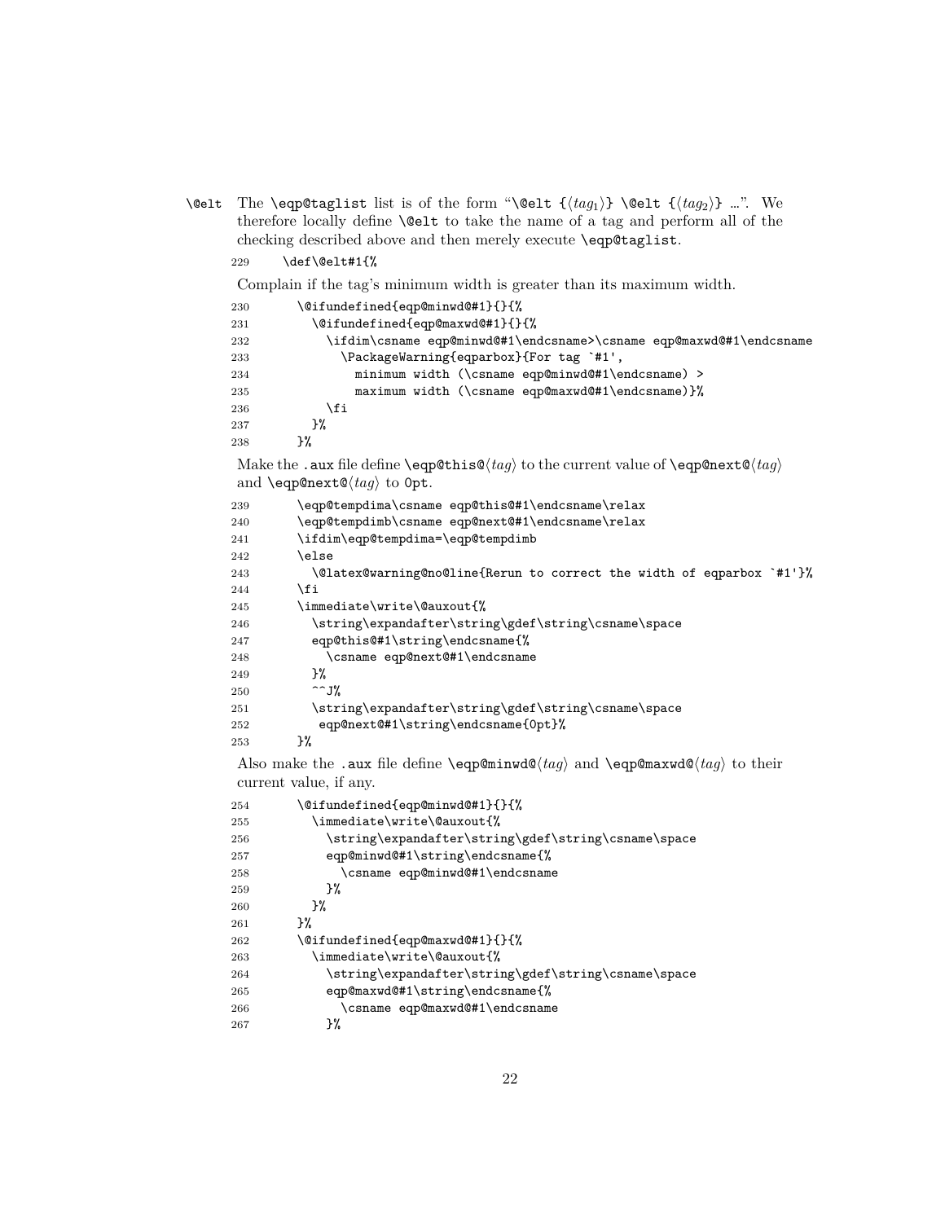**\@elt** The \eqp@taglist list is of the form "\@elt {⟨*tag*$_1$⟩} \@elt {⟨*tag*$_2$⟩} …". We therefore locally define \@elt to take the name of a tag and perform all of the checking described above and then merely execute \eqp@taglist.

```
229     \def\@elt#1{%
```

Complain if the tag's minimum width is greater than its maximum width.

```
230       \@ifundefined{eqp@minwd@#1}{}{%
231         \@ifundefined{eqp@maxwd@#1}{}{%
232           \ifdim\csname eqp@minwd@#1\endcsname>\csname eqp@maxwd@#1\endcsname
233             \PackageWarning{eqparbox}{For tag `#1',
234               minimum width (\csname eqp@minwd@#1\endcsname) >
235               maximum width (\csname eqp@maxwd@#1\endcsname)}%
236           \fi
237         }%
238       }%
```

Make the .aux file define \eqp@this@⟨*tag*⟩ to the current value of \eqp@next@⟨*tag*⟩ and \eqp@next@⟨*tag*⟩ to 0pt.

```
239       \eqp@tempdima\csname eqp@this@#1\endcsname\relax
240       \eqp@tempdimb\csname eqp@next@#1\endcsname\relax
241       \ifdim\eqp@tempdima=\eqp@tempdimb
242       \else
243         \@latex@warning@no@line{Rerun to correct the width of eqparbox `#1'}%
244       \fi
245       \immediate\write\@auxout{%
246         \string\expandafter\string\gdef\string\csname\space
247         eqp@this@#1\string\endcsname{%
248           \csname eqp@next@#1\endcsname
249         }%
250         ^^J%
251         \string\expandafter\string\gdef\string\csname\space
252          eqp@next@#1\string\endcsname{0pt}%
253       }%
```

Also make the .aux file define \eqp@minwd@⟨*tag*⟩ and \eqp@maxwd@⟨*tag*⟩ to their current value, if any.

```
254       \@ifundefined{eqp@minwd@#1}{}{%
255         \immediate\write\@auxout{%
256           \string\expandafter\string\gdef\string\csname\space
257           eqp@minwd@#1\string\endcsname{%
258             \csname eqp@minwd@#1\endcsname
259           }%
260         }%
261       }%
262       \@ifundefined{eqp@maxwd@#1}{}{%
263         \immediate\write\@auxout{%
264           \string\expandafter\string\gdef\string\csname\space
265           eqp@maxwd@#1\string\endcsname{%
266             \csname eqp@maxwd@#1\endcsname
267           }%
```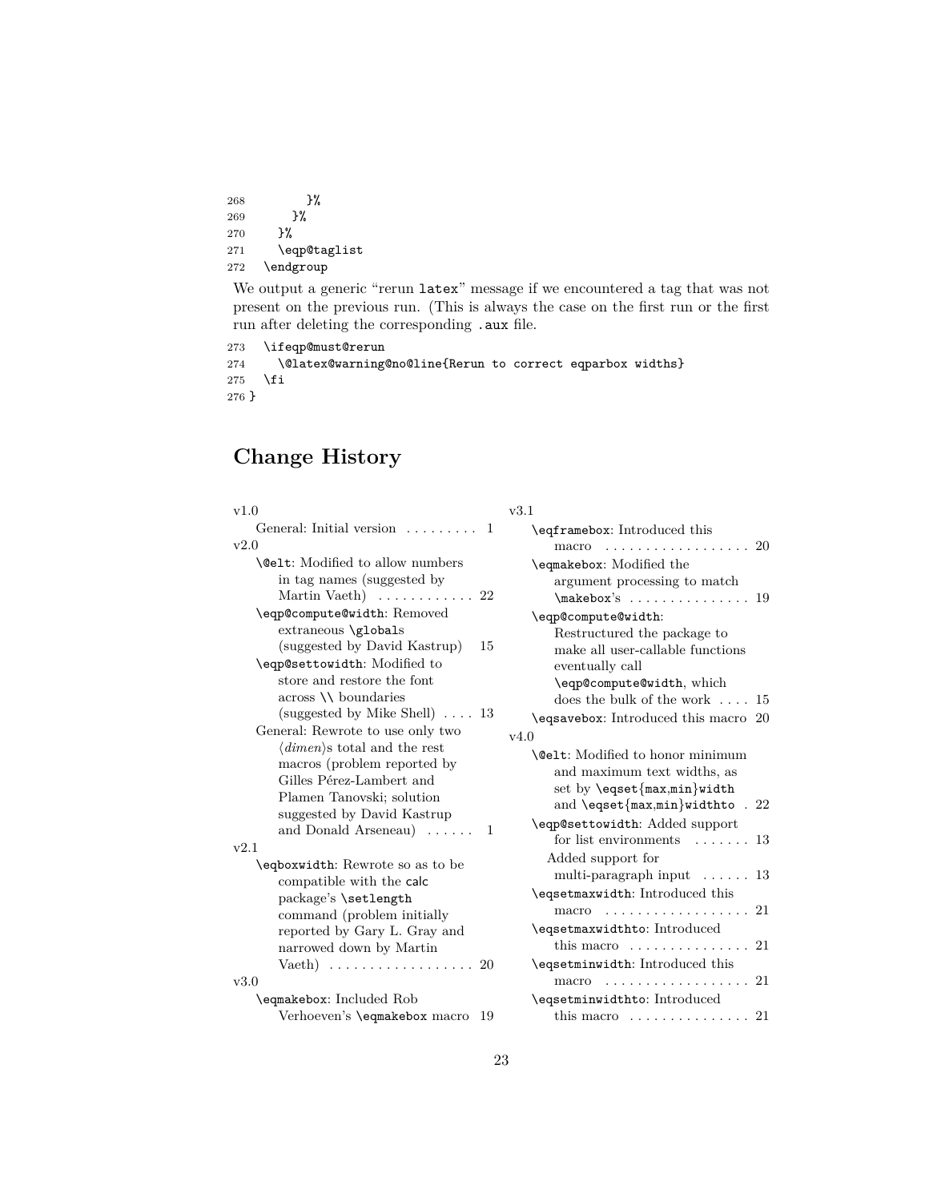```
268         }%
269       }%
270     }%
271     \eqp@taglist
272   \endgroup
```

We output a generic "rerun latex" message if we encountered a tag that was not present on the previous run. (This is always the case on the first run or the first run after deleting the corresponding .aux file.

```
273   \ifeqp@must@rerun
274     \@latex@warning@no@line{Rerun to correct eqparbox widths}
275   \fi
276 }
```

## Change History

v1.0
- General: Initial version . . . . . . . . . 1

v2.0
- \@elt: Modified to allow numbers in tag names (suggested by Martin Vaeth) . . . . . . . . . . . . 22
- \eqp@compute@width: Removed extraneous \globals (suggested by David Kastrup) 15
- \eqp@settowidth: Modified to store and restore the font across \\ boundaries (suggested by Mike Shell) . . . . 13
- General: Rewrote to use only two ⟨*dimen*⟩s total and the rest macros (problem reported by Gilles Pérez-Lambert and Plamen Tanovski; solution suggested by David Kastrup and Donald Arseneau) . . . . . . 1

v2.1
- \eqboxwidth: Rewrote so as to be compatible with the calc package's \setlength command (problem initially reported by Gary L. Gray and narrowed down by Martin Vaeth) . . . . . . . . . . . . . . . . . . 20

v3.0
- \eqmakebox: Included Rob Verhoeven's \eqmakebox macro 19

v3.1
- \eqframebox: Introduced this macro . . . . . . . . . . . . . . . . . . 20
- \eqmakebox: Modified the argument processing to match \makebox's . . . . . . . . . . . . . . . 19
- \eqp@compute@width: Restructured the package to make all user-callable functions eventually call \eqp@compute@width, which does the bulk of the work . . . . 15
- \eqsavebox: Introduced this macro 20

v4.0
- \@elt: Modified to honor minimum and maximum text widths, as set by \eqset{max,min}width and \eqset{max,min}widthto . 22
- \eqp@settowidth: Added support for list environments . . . . . . . 13
  - Added support for multi-paragraph input . . . . . . 13
- \eqsetmaxwidth: Introduced this macro . . . . . . . . . . . . . . . . . . 21
- \eqsetmaxwidthto: Introduced this macro . . . . . . . . . . . . . . . 21
- \eqsetminwidth: Introduced this macro . . . . . . . . . . . . . . . . . . 21
- \eqsetminwidthto: Introduced this macro . . . . . . . . . . . . . . . 21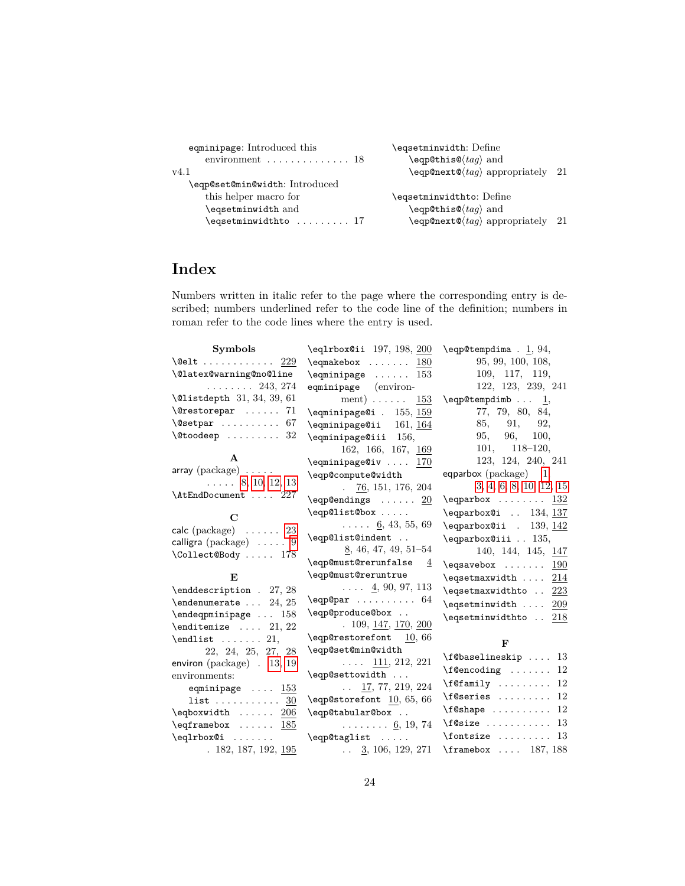eqminipage: Introduced this environment . . . . . . . . . . . . . . 18

v4.1

\eqp@set@min@width: Introduced this helper macro for \eqsetminwidth and \eqsetminwidthto . . . . . . . . . 17

\eqsetminwidth: Define \eqp@this@⟨*tag*⟩ and \eqp@next@⟨*tag*⟩ appropriately 21

\eqsetminwidthto: Define \eqp@this@⟨*tag*⟩ and \eqp@next@⟨*tag*⟩ appropriately 21

# Index

Numbers written in italic refer to the page where the corresponding entry is described; numbers underlined refer to the code line of the definition; numbers in roman refer to the code lines where the entry is used.

**Symbols**

\@elt . . . . . . . . . . . . 229
\@latex@warning@no@line . . . . . . . . 243, 274
\@listdepth 31, 34, 39, 61
\@restorepar . . . . . . 71
\@setpar . . . . . . . . . . 67
\@toodeep . . . . . . . . . 32

**A**

array (package) . . . . . . . . . . 8, 10, 12, 13
\AtEndDocument . . . . 227

**C**

calc (package) . . . . . . 23
calligra (package) . . . . . 9
\Collect@Body . . . . . 178

**E**

\enddescription . 27, 28
\endenumerate . . . 24, 25
\endeqpminipage . . . 158
\enditemize . . . . 21, 22
\endlist . . . . . . . 21, 22, 24, 25, 27, 28
environ (package) . 13, 19
environments:
 eqminipage . . . . 153
 list . . . . . . . . . . . 30
\eqboxwidth . . . . . . 206
\eqframebox . . . . . . 185
\eqlrbox@i . . . . . . . . 182, 187, 192, 195
\eqlrbox@ii 197, 198, 200
\eqmakebox . . . . . . . 180
\eqminipage . . . . . . 153
eqminipage (environment) . . . . . . 153
\eqminipage@i . 155, 159
\eqminipage@ii 161, 164
\eqminipage@iii 156, 162, 166, 167, 169
\eqminipage@iv . . . . 170
\eqp@compute@width . 76, 151, 176, 204
\eqp@endings . . . . . . 20
\eqp@list@box . . . . . . . . . . 6, 43, 55, 69
\eqp@list@indent . . 8, 46, 47, 49, 51–54
\eqp@must@rerunfalse 4
\eqp@must@reruntrue . . . . 4, 90, 97, 113
\eqp@par . . . . . . . . . . 64
\eqp@produce@box . . . 109, 147, 170, 200
\eqp@restorefont 10, 66
\eqp@set@min@width . . . . 111, 212, 221
\eqp@settowidth . . . . . 17, 77, 219, 224
\eqp@storefont 10, 65, 66
\eqp@tabular@box . . . . . . . . . . 6, 19, 74
\eqp@taglist . . . . . . . 3, 106, 129, 271
\eqp@tempdima . 1, 94, 95, 99, 100, 108, 109, 117, 119, 122, 123, 239, 241
\eqp@tempdimb . . . 1, 77, 79, 80, 84, 85, 91, 92, 95, 96, 100, 101, 118–120, 123, 124, 240, 241
eqparbox (package) 1, 3, 4, 6, 8, 10, 12, 15
\eqparbox . . . . . . . . 132
\eqparbox@i . . 134, 137
\eqparbox@ii . 139, 142
\eqparbox@iii . . 135, 140, 144, 145, 147
\eqsavebox . . . . . . . 190
\eqsetmaxwidth . . . . 214
\eqsetmaxwidthto . . 223
\eqsetminwidth . . . . 209
\eqsetminwidthto . . 218

**F**

\f@baselineskip . . . . 13
\f@encoding . . . . . . . 12
\f@family . . . . . . . . . 12
\f@series . . . . . . . . . 12
\f@shape . . . . . . . . . . 12
\f@size . . . . . . . . . . . 13
\fontsize . . . . . . . . . 13
\framebox . . . . 187, 188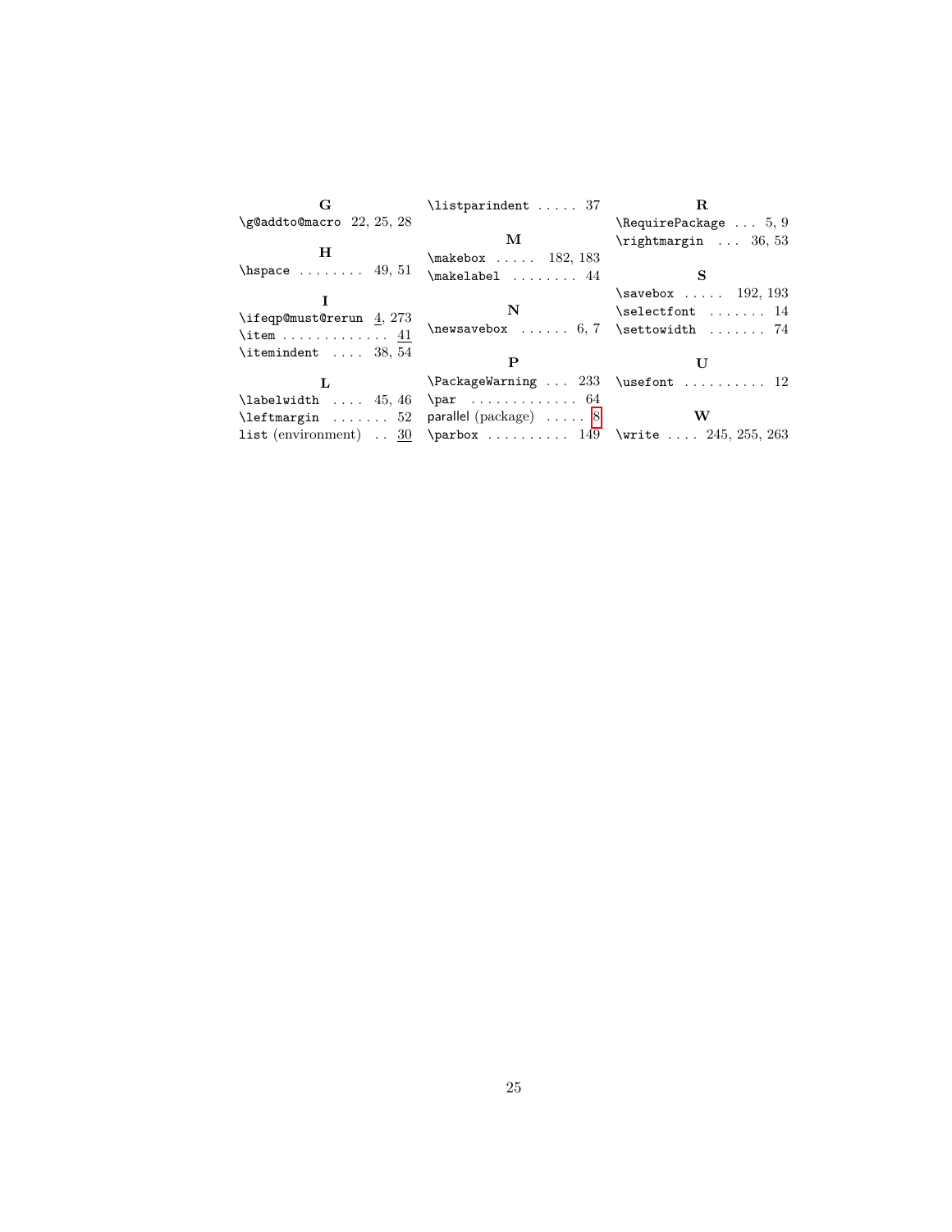**G**

\g@addto@macro 22, 25, 28

**H**

\hspace . . . . . . . . 49, 51

**I**

\ifeqp@must@rerun 4, 273
\item . . . . . . . . . . . . . 41
\itemindent . . . . 38, 54

**L**

\labelwidth . . . . 45, 46
\leftmargin . . . . . . . 52
list (environment) . . 30
\listparindent . . . . . 37

**M**

\makebox . . . . . 182, 183
\makelabel . . . . . . . . 44

**N**

\newsavebox . . . . . . 6, 7

**P**

\PackageWarning . . . 233
\par . . . . . . . . . . . . . 64
parallel (package) . . . . . 8
\parbox . . . . . . . . . . 149

**R**

\RequirePackage . . . 5, 9
\rightmargin . . . 36, 53

**S**

\savebox . . . . . 192, 193
\selectfont . . . . . . . 14
\settowidth . . . . . . . 74

**U**

\usefont . . . . . . . . . . 12

**W**

\write . . . . 245, 255, 263